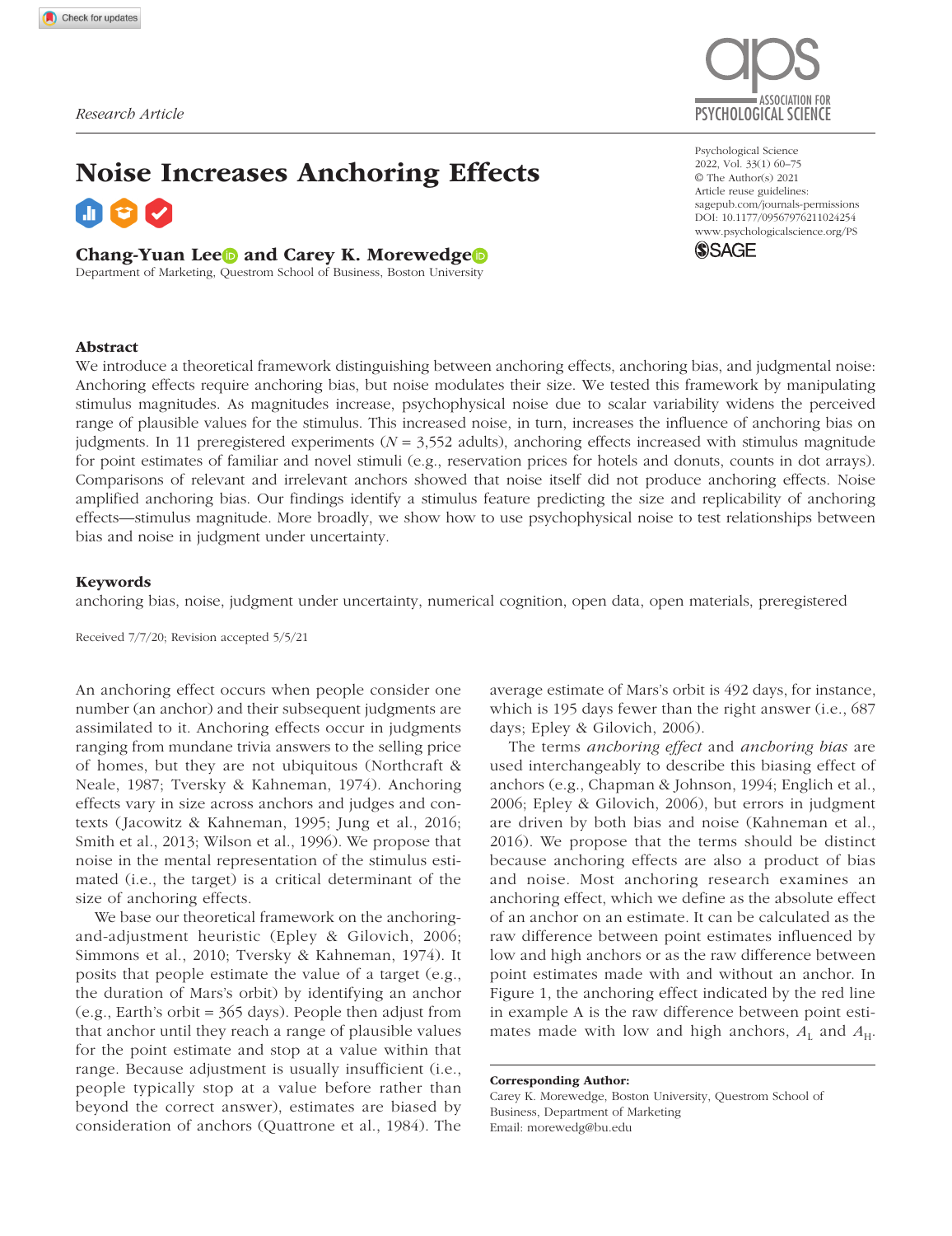Research Article

# Noise Increases Anchoring Effects

**Chang-Yuan Lee and Carey K. Morewedge**

Department of Marketing, Questrom School of Business, Boston University

Psychological Science
2022, Vol. 33(1) 60–75
© The Author(s) 2021
Article reuse guidelines:
sagepub.com/journals-permissions
DOI: 10.1177/09567976211024254
www.psychologicalscience.org/PS

## Abstract

We introduce a theoretical framework distinguishing between anchoring effects, anchoring bias, and judgmental noise: Anchoring effects require anchoring bias, but noise modulates their size. We tested this framework by manipulating stimulus magnitudes. As magnitudes increase, psychophysical noise due to scalar variability widens the perceived range of plausible values for the stimulus. This increased noise, in turn, increases the influence of anchoring bias on judgments. In 11 preregistered experiments ($N$ = 3,552 adults), anchoring effects increased with stimulus magnitude for point estimates of familiar and novel stimuli (e.g., reservation prices for hotels and donuts, counts in dot arrays). Comparisons of relevant and irrelevant anchors showed that noise itself did not produce anchoring effects. Noise amplified anchoring bias. Our findings identify a stimulus feature predicting the size and replicability of anchoring effects—stimulus magnitude. More broadly, we show how to use psychophysical noise to test relationships between bias and noise in judgment under uncertainty.

## Keywords

anchoring bias, noise, judgment under uncertainty, numerical cognition, open data, open materials, preregistered

Received 7/7/20; Revision accepted 5/5/21

An anchoring effect occurs when people consider one number (an anchor) and their subsequent judgments are assimilated to it. Anchoring effects occur in judgments ranging from mundane trivia answers to the selling price of homes, but they are not ubiquitous (Northcraft & Neale, 1987; Tversky & Kahneman, 1974). Anchoring effects vary in size across anchors and judges and contexts (Jacowitz & Kahneman, 1995; Jung et al., 2016; Smith et al., 2013; Wilson et al., 1996). We propose that noise in the mental representation of the stimulus estimated (i.e., the target) is a critical determinant of the size of anchoring effects.

We base our theoretical framework on the anchoring-and-adjustment heuristic (Epley & Gilovich, 2006; Simmons et al., 2010; Tversky & Kahneman, 1974). It posits that people estimate the value of a target (e.g., the duration of Mars's orbit) by identifying an anchor (e.g., Earth's orbit = 365 days). People then adjust from that anchor until they reach a range of plausible values for the point estimate and stop at a value within that range. Because adjustment is usually insufficient (i.e., people typically stop at a value before rather than beyond the correct answer), estimates are biased by consideration of anchors (Quattrone et al., 1984). The average estimate of Mars's orbit is 492 days, for instance, which is 195 days fewer than the right answer (i.e., 687 days; Epley & Gilovich, 2006).

The terms *anchoring effect* and *anchoring bias* are used interchangeably to describe this biasing effect of anchors (e.g., Chapman & Johnson, 1994; Englich et al., 2006; Epley & Gilovich, 2006), but errors in judgment are driven by both bias and noise (Kahneman et al., 2016). We propose that the terms should be distinct because anchoring effects are also a product of bias and noise. Most anchoring research examines an anchoring effect, which we define as the absolute effect of an anchor on an estimate. It can be calculated as the raw difference between point estimates influenced by low and high anchors or as the raw difference between point estimates made with and without an anchor. In Figure 1, the anchoring effect indicated by the red line in example A is the raw difference between point estimates made with low and high anchors, $A_L$ and $A_H$.

**Corresponding Author:**
Carey K. Morewedge, Boston University, Questrom School of Business, Department of Marketing
Email: morewedg@bu.edu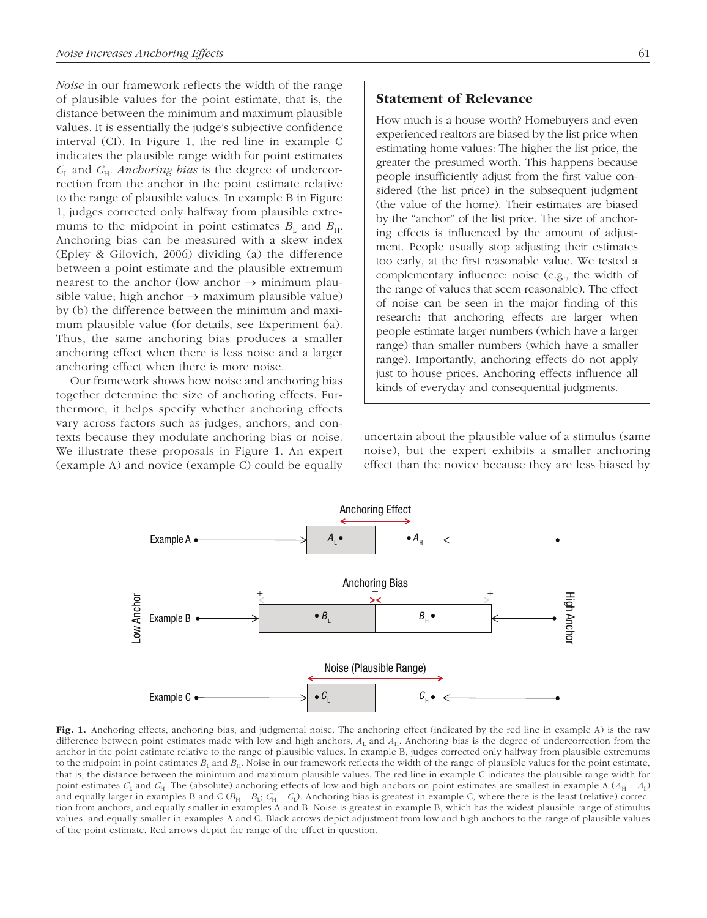*Noise* in our framework reflects the width of the range of plausible values for the point estimate, that is, the distance between the minimum and maximum plausible values. It is essentially the judge's subjective confidence interval (CI). In Figure 1, the red line in example C indicates the plausible range width for point estimates $C_L$ and $C_H$. *Anchoring bias* is the degree of undercorrection from the anchor in the point estimate relative to the range of plausible values. In example B in Figure 1, judges corrected only halfway from plausible extremums to the midpoint in point estimates $B_L$ and $B_H$. Anchoring bias can be measured with a skew index (Epley & Gilovich, 2006) dividing (a) the difference between a point estimate and the plausible extremum nearest to the anchor (low anchor → minimum plausible value; high anchor → maximum plausible value) by (b) the difference between the minimum and maximum plausible value (for details, see Experiment 6a). Thus, the same anchoring bias produces a smaller anchoring effect when there is less noise and a larger anchoring effect when there is more noise.

Our framework shows how noise and anchoring bias together determine the size of anchoring effects. Furthermore, it helps specify whether anchoring effects vary across factors such as judges, anchors, and contexts because they modulate anchoring bias or noise. We illustrate these proposals in Figure 1. An expert (example A) and novice (example C) could be equally uncertain about the plausible value of a stimulus (same noise), but the expert exhibits a smaller anchoring effect than the novice because they are less biased by

## Statement of Relevance

How much is a house worth? Homebuyers and even experienced realtors are biased by the list price when estimating home values: The higher the list price, the greater the presumed worth. This happens because people insufficiently adjust from the first value considered (the list price) in the subsequent judgment (the value of the home). Their estimates are biased by the "anchor" of the list price. The size of anchoring effects is influenced by the amount of adjustment. People usually stop adjusting their estimates too early, at the first reasonable value. We tested a complementary influence: noise (e.g., the width of the range of values that seem reasonable). The effect of noise can be seen in the major finding of this research: that anchoring effects are larger when people estimate larger numbers (which have a larger range) than smaller numbers (which have a smaller range). Importantly, anchoring effects do not apply just to house prices. Anchoring effects influence all kinds of everyday and consequential judgments.

**Fig. 1.** Anchoring effects, anchoring bias, and judgmental noise. The anchoring effect (indicated by the red line in example A) is the raw difference between point estimates made with low and high anchors, $A_L$ and $A_H$. Anchoring bias is the degree of undercorrection from the anchor in the point estimate relative to the range of plausible values. In example B, judges corrected only halfway from plausible extremums to the midpoint in point estimates $B_L$ and $B_H$. Noise in our framework reflects the width of the range of plausible values for the point estimate, that is, the distance between the minimum and maximum plausible values. The red line in example C indicates the plausible range width for point estimates $C_L$ and $C_H$. The (absolute) anchoring effects of low and high anchors on point estimates are smallest in example A ($A_H - A_L$) and equally larger in examples B and C ($B_H - B_L$; $C_H - C_L$). Anchoring bias is greatest in example C, where there is the least (relative) correction from anchors, and equally smaller in examples A and B. Noise is greatest in example B, which has the widest plausible range of stimulus values, and equally smaller in examples A and C. Black arrows depict adjustment from low and high anchors to the range of plausible values of the point estimate. Red arrows depict the range of the effect in question.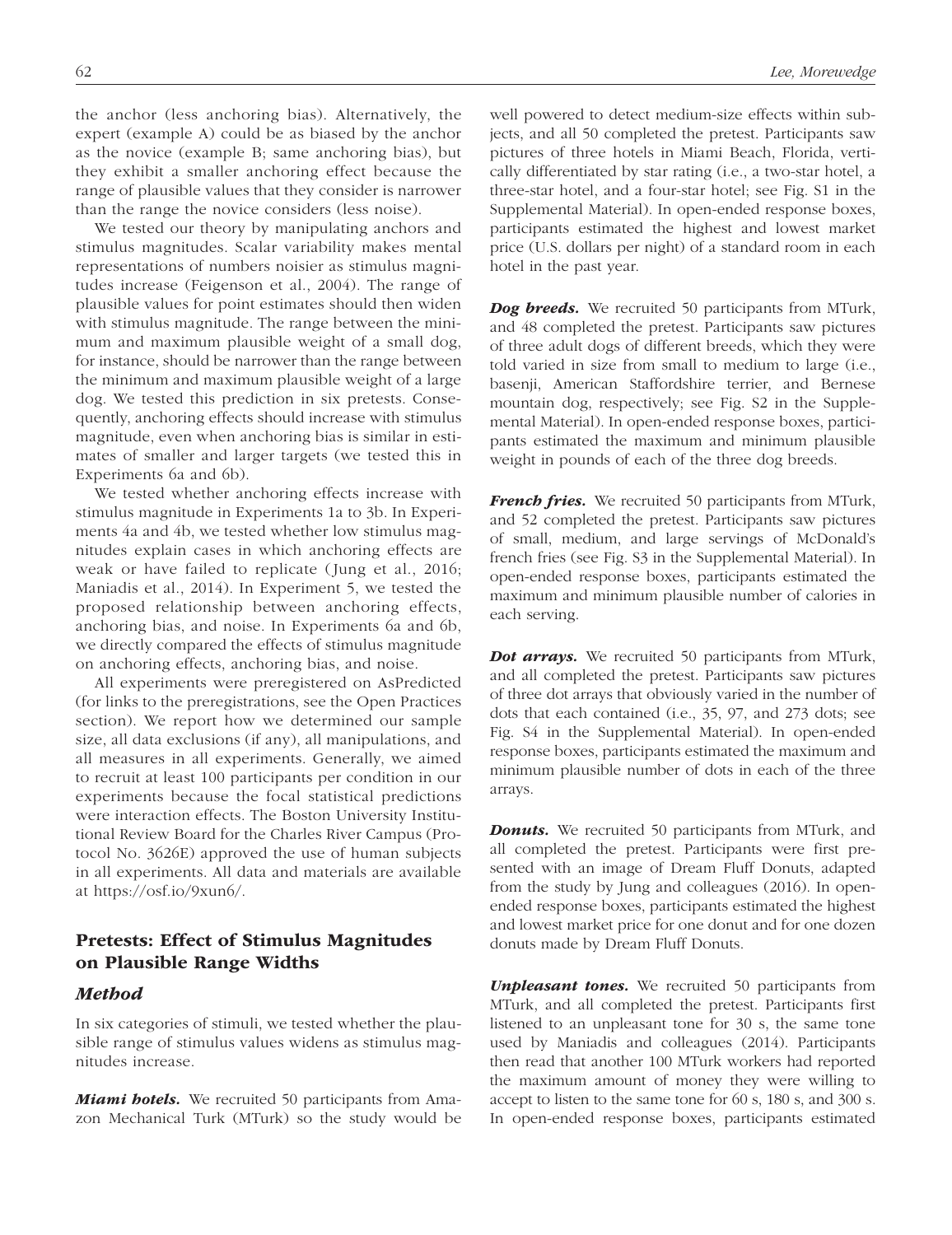the anchor (less anchoring bias). Alternatively, the expert (example A) could be as biased by the anchor as the novice (example B; same anchoring bias), but they exhibit a smaller anchoring effect because the range of plausible values that they consider is narrower than the range the novice considers (less noise).

We tested our theory by manipulating anchors and stimulus magnitudes. Scalar variability makes mental representations of numbers noisier as stimulus magnitudes increase (Feigenson et al., 2004). The range of plausible values for point estimates should then widen with stimulus magnitude. The range between the minimum and maximum plausible weight of a small dog, for instance, should be narrower than the range between the minimum and maximum plausible weight of a large dog. We tested this prediction in six pretests. Consequently, anchoring effects should increase with stimulus magnitude, even when anchoring bias is similar in estimates of smaller and larger targets (we tested this in Experiments 6a and 6b).

We tested whether anchoring effects increase with stimulus magnitude in Experiments 1a to 3b. In Experiments 4a and 4b, we tested whether low stimulus magnitudes explain cases in which anchoring effects are weak or have failed to replicate (Jung et al., 2016; Maniadis et al., 2014). In Experiment 5, we tested the proposed relationship between anchoring effects, anchoring bias, and noise. In Experiments 6a and 6b, we directly compared the effects of stimulus magnitude on anchoring effects, anchoring bias, and noise.

All experiments were preregistered on AsPredicted (for links to the preregistrations, see the Open Practices section). We report how we determined our sample size, all data exclusions (if any), all manipulations, and all measures in all experiments. Generally, we aimed to recruit at least 100 participants per condition in our experiments because the focal statistical predictions were interaction effects. The Boston University Institutional Review Board for the Charles River Campus (Protocol No. 3626E) approved the use of human subjects in all experiments. All data and materials are available at https://osf.io/9xun6/.

## Pretests: Effect of Stimulus Magnitudes on Plausible Range Widths

### Method

In six categories of stimuli, we tested whether the plausible range of stimulus values widens as stimulus magnitudes increase.

***Miami hotels.*** We recruited 50 participants from Amazon Mechanical Turk (MTurk) so the study would be well powered to detect medium-size effects within subjects, and all 50 completed the pretest. Participants saw pictures of three hotels in Miami Beach, Florida, vertically differentiated by star rating (i.e., a two-star hotel, a three-star hotel, and a four-star hotel; see Fig. S1 in the Supplemental Material). In open-ended response boxes, participants estimated the highest and lowest market price (U.S. dollars per night) of a standard room in each hotel in the past year.

***Dog breeds.*** We recruited 50 participants from MTurk, and 48 completed the pretest. Participants saw pictures of three adult dogs of different breeds, which they were told varied in size from small to medium to large (i.e., basenji, American Staffordshire terrier, and Bernese mountain dog, respectively; see Fig. S2 in the Supplemental Material). In open-ended response boxes, participants estimated the maximum and minimum plausible weight in pounds of each of the three dog breeds.

***French fries.*** We recruited 50 participants from MTurk, and 52 completed the pretest. Participants saw pictures of small, medium, and large servings of McDonald's french fries (see Fig. S3 in the Supplemental Material). In open-ended response boxes, participants estimated the maximum and minimum plausible number of calories in each serving.

***Dot arrays.*** We recruited 50 participants from MTurk, and all completed the pretest. Participants saw pictures of three dot arrays that obviously varied in the number of dots that each contained (i.e., 35, 97, and 273 dots; see Fig. S4 in the Supplemental Material). In open-ended response boxes, participants estimated the maximum and minimum plausible number of dots in each of the three arrays.

***Donuts.*** We recruited 50 participants from MTurk, and all completed the pretest. Participants were first presented with an image of Dream Fluff Donuts, adapted from the study by Jung and colleagues (2016). In open-ended response boxes, participants estimated the highest and lowest market price for one donut and for one dozen donuts made by Dream Fluff Donuts.

***Unpleasant tones.*** We recruited 50 participants from MTurk, and all completed the pretest. Participants first listened to an unpleasant tone for 30 s, the same tone used by Maniadis and colleagues (2014). Participants then read that another 100 MTurk workers had reported the maximum amount of money they were willing to accept to listen to the same tone for 60 s, 180 s, and 300 s. In open-ended response boxes, participants estimated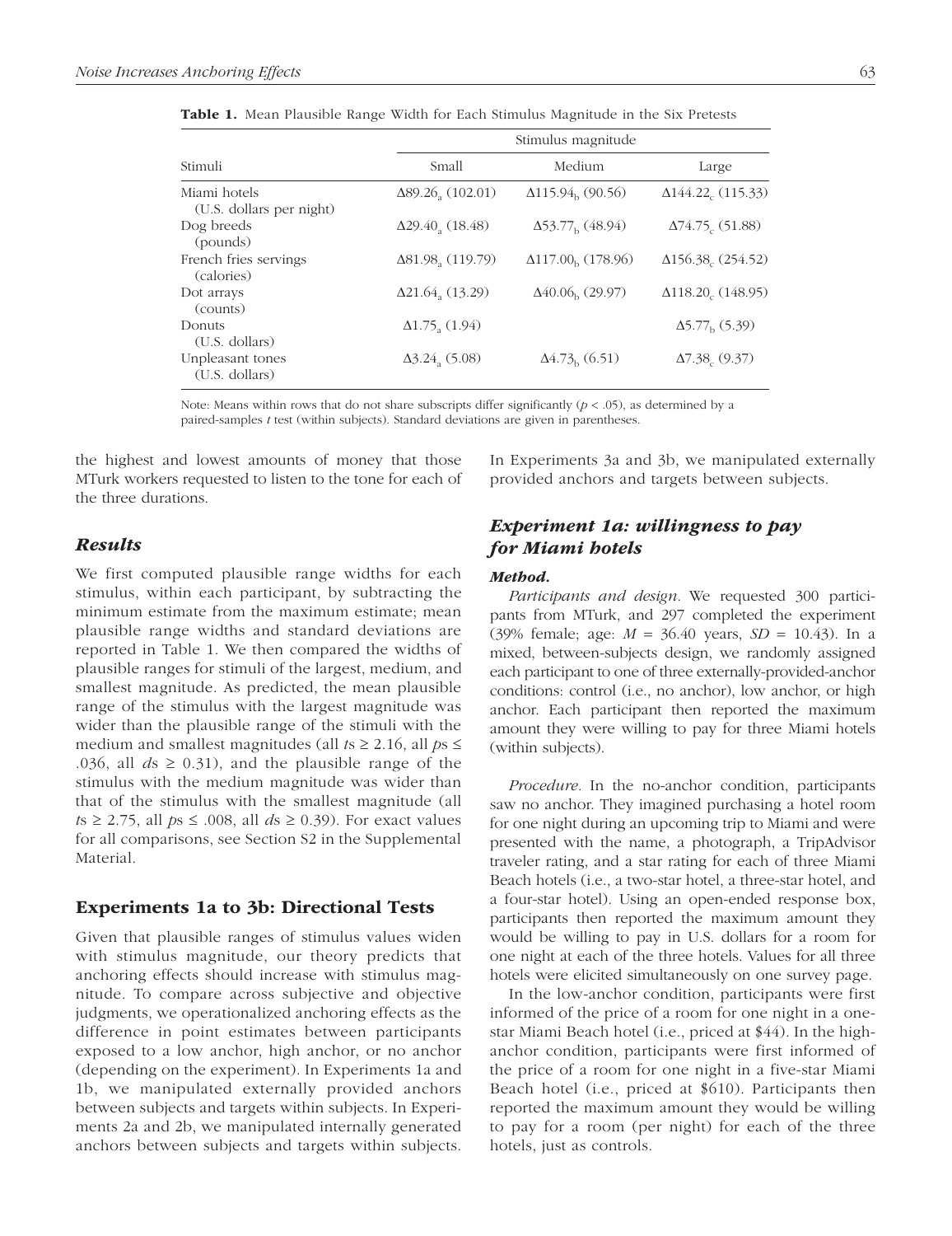**Table 1.** Mean Plausible Range Width for Each Stimulus Magnitude in the Six Pretests

| Stimuli | Stimulus magnitude | | |
|---|---|---|---|
| | Small | Medium | Large |
| Miami hotels (U.S. dollars per night) | $\Delta 89.26_a$ (102.01) | $\Delta 115.94_b$ (90.56) | $\Delta 144.22_c$ (115.33) |
| Dog breeds (pounds) | $\Delta 29.40_a$ (18.48) | $\Delta 53.77_b$ (48.94) | $\Delta 74.75_c$ (51.88) |
| French fries servings (calories) | $\Delta 81.98_a$ (119.79) | $\Delta 117.00_b$ (178.96) | $\Delta 156.38_c$ (254.52) |
| Dot arrays (counts) | $\Delta 21.64_a$ (13.29) | $\Delta 40.06_b$ (29.97) | $\Delta 118.20_c$ (148.95) |
| Donuts (U.S. dollars) | $\Delta 1.75_a$ (1.94) | | $\Delta 5.77_b$ (5.39) |
| Unpleasant tones (U.S. dollars) | $\Delta 3.24_a$ (5.08) | $\Delta 4.73_b$ (6.51) | $\Delta 7.38_c$ (9.37) |

Note: Means within rows that do not share subscripts differ significantly ($p < .05$), as determined by a paired-samples $t$ test (within subjects). Standard deviations are given in parentheses.

the highest and lowest amounts of money that those MTurk workers requested to listen to the tone for each of the three durations.

### *Results*

We first computed plausible range widths for each stimulus, within each participant, by subtracting the minimum estimate from the maximum estimate; mean plausible range widths and standard deviations are reported in Table 1. We then compared the widths of plausible ranges for stimuli of the largest, medium, and smallest magnitude. As predicted, the mean plausible range of the stimulus with the largest magnitude was wider than the plausible range of the stimuli with the medium and smallest magnitudes (all $t$s $\geq 2.16$, all $p$s $\leq .036$, all $d$s $\geq 0.31$), and the plausible range of the stimulus with the medium magnitude was wider than that of the stimulus with the smallest magnitude (all $t$s $\geq 2.75$, all $p$s $\leq .008$, all $d$s $\geq 0.39$). For exact values for all comparisons, see Section S2 in the Supplemental Material.

## Experiments 1a to 3b: Directional Tests

Given that plausible ranges of stimulus values widen with stimulus magnitude, our theory predicts that anchoring effects should increase with stimulus magnitude. To compare across subjective and objective judgments, we operationalized anchoring effects as the difference in point estimates between participants exposed to a low anchor, high anchor, or no anchor (depending on the experiment). In Experiments 1a and 1b, we manipulated externally provided anchors between subjects and targets within subjects. In Experiments 2a and 2b, we manipulated internally generated anchors between subjects and targets within subjects. In Experiments 3a and 3b, we manipulated externally provided anchors and targets between subjects.

### *Experiment 1a: willingness to pay for Miami hotels*

#### *Method.*

*Participants and design*. We requested 300 participants from MTurk, and 297 completed the experiment (39% female; age: $M = 36.40$ years, $SD = 10.43$). In a mixed, between-subjects design, we randomly assigned each participant to one of three externally-provided-anchor conditions: control (i.e., no anchor), low anchor, or high anchor. Each participant then reported the maximum amount they were willing to pay for three Miami hotels (within subjects).

*Procedure*. In the no-anchor condition, participants saw no anchor. They imagined purchasing a hotel room for one night during an upcoming trip to Miami and were presented with the name, a photograph, a TripAdvisor traveler rating, and a star rating for each of three Miami Beach hotels (i.e., a two-star hotel, a three-star hotel, and a four-star hotel). Using an open-ended response box, participants then reported the maximum amount they would be willing to pay in U.S. dollars for a room for one night at each of the three hotels. Values for all three hotels were elicited simultaneously on one survey page.

In the low-anchor condition, participants were first informed of the price of a room for one night in a one-star Miami Beach hotel (i.e., priced at $44). In the high-anchor condition, participants were first informed of the price of a room for one night in a five-star Miami Beach hotel (i.e., priced at $610). Participants then reported the maximum amount they would be willing to pay for a room (per night) for each of the three hotels, just as controls.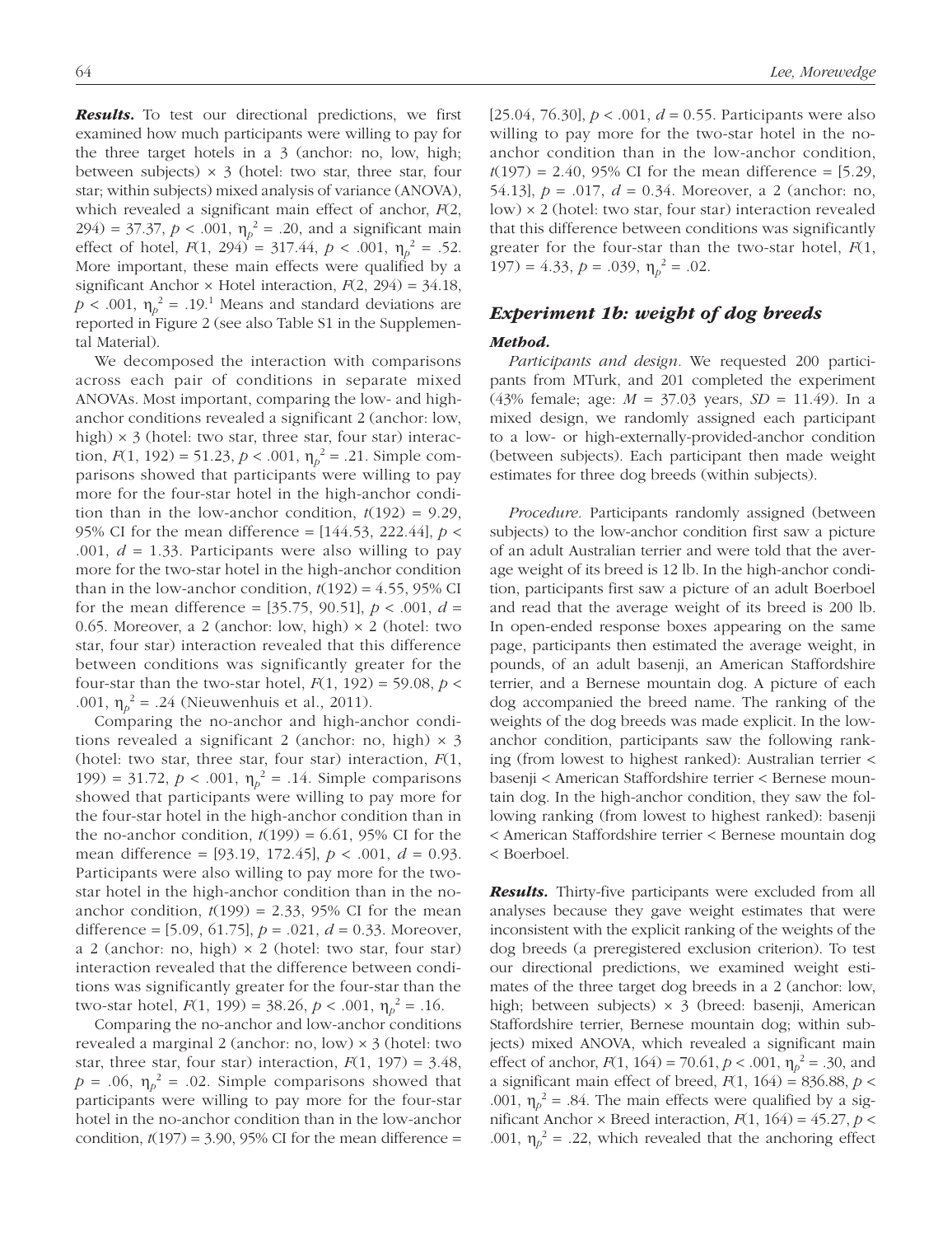***Results.*** To test our directional predictions, we first examined how much participants were willing to pay for the three target hotels in a 3 (anchor: no, low, high; between subjects) × 3 (hotel: two star, three star, four star; within subjects) mixed analysis of variance (ANOVA), which revealed a significant main effect of anchor, $F(2, 294) = 37.37$, $p < .001$, $\eta_p^2 = .20$, and a significant main effect of hotel, $F(1, 294) = 317.44$, $p < .001$, $\eta_p^2 = .52$. More important, these main effects were qualified by a significant Anchor × Hotel interaction, $F(2, 294) = 34.18$, $p < .001$, $\eta_p^2 = .19$.[1] Means and standard deviations are reported in Figure 2 (see also Table S1 in the Supplemental Material).

We decomposed the interaction with comparisons across each pair of conditions in separate mixed ANOVAs. Most important, comparing the low- and high-anchor conditions revealed a significant 2 (anchor: low, high) × 3 (hotel: two star, three star, four star) interaction, $F(1, 192) = 51.23$, $p < .001$, $\eta_p^2 = .21$. Simple comparisons showed that participants were willing to pay more for the four-star hotel in the high-anchor condition than in the low-anchor condition, $t(192) = 9.29$, 95% CI for the mean difference = [144.53, 222.44], $p < .001$, $d = 1.33$. Participants were also willing to pay more for the two-star hotel in the high-anchor condition than in the low-anchor condition, $t(192) = 4.55$, 95% CI for the mean difference = [35.75, 90.51], $p < .001$, $d = 0.65$. Moreover, a 2 (anchor: low, high) × 2 (hotel: two star, four star) interaction revealed that this difference between conditions was significantly greater for the four-star than the two-star hotel, $F(1, 192) = 59.08$, $p < .001$, $\eta_p^2 = .24$ (Nieuwenhuis et al., 2011).

Comparing the no-anchor and high-anchor conditions revealed a significant 2 (anchor: no, high) × 3 (hotel: two star, three star, four star) interaction, $F(1, 199) = 31.72$, $p < .001$, $\eta_p^2 = .14$. Simple comparisons showed that participants were willing to pay more for the four-star hotel in the high-anchor condition than in the no-anchor condition, $t(199) = 6.61$, 95% CI for the mean difference = [93.19, 172.45], $p < .001$, $d = 0.93$. Participants were also willing to pay more for the two-star hotel in the high-anchor condition than in the no-anchor condition, $t(199) = 2.33$, 95% CI for the mean difference = [5.09, 61.75], $p = .021$, $d = 0.33$. Moreover, a 2 (anchor: no, high) × 2 (hotel: two star, four star) interaction revealed that the difference between conditions was significantly greater for the four-star than the two-star hotel, $F(1, 199) = 38.26$, $p < .001$, $\eta_p^2 = .16$.

Comparing the no-anchor and low-anchor conditions revealed a marginal 2 (anchor: no, low) × 3 (hotel: two star, three star, four star) interaction, $F(1, 197) = 3.48$, $p = .06$, $\eta_p^2 = .02$. Simple comparisons showed that participants were willing to pay more for the four-star hotel in the no-anchor condition than in the low-anchor condition, $t(197) = 3.90$, 95% CI for the mean difference = [25.04, 76.30], $p < .001$, $d = 0.55$. Participants were also willing to pay more for the two-star hotel in the no-anchor condition than in the low-anchor condition, $t(197) = 2.40$, 95% CI for the mean difference = [5.29, 54.13], $p = .017$, $d = 0.34$. Moreover, a 2 (anchor: no, low) × 2 (hotel: two star, four star) interaction revealed that this difference between conditions was significantly greater for the four-star than the two-star hotel, $F(1, 197) = 4.33$, $p = .039$, $\eta_p^2 = .02$.

### *Experiment 1b: weight of dog breeds*

#### *Method.*

*Participants and design.* We requested 200 participants from MTurk, and 201 completed the experiment (43% female; age: $M = 37.03$ years, $SD = 11.49$). In a mixed design, we randomly assigned each participant to a low- or high-externally-provided-anchor condition (between subjects). Each participant then made weight estimates for three dog breeds (within subjects).

*Procedure.* Participants randomly assigned (between subjects) to the low-anchor condition first saw a picture of an adult Australian terrier and were told that the average weight of its breed is 12 lb. In the high-anchor condition, participants first saw a picture of an adult Boerboel and read that the average weight of its breed is 200 lb. In open-ended response boxes appearing on the same page, participants then estimated the average weight, in pounds, of an adult basenji, an American Staffordshire terrier, and a Bernese mountain dog. A picture of each dog accompanied the breed name. The ranking of the weights of the dog breeds was made explicit. In the low-anchor condition, participants saw the following ranking (from lowest to highest ranked): Australian terrier < basenji < American Staffordshire terrier < Bernese mountain dog. In the high-anchor condition, they saw the following ranking (from lowest to highest ranked): basenji < American Staffordshire terrier < Bernese mountain dog < Boerboel.

***Results.*** Thirty-five participants were excluded from all analyses because they gave weight estimates that were inconsistent with the explicit ranking of the weights of the dog breeds (a preregistered exclusion criterion). To test our directional predictions, we examined weight estimates of the three target dog breeds in a 2 (anchor: low, high; between subjects) × 3 (breed: basenji, American Staffordshire terrier, Bernese mountain dog; within subjects) mixed ANOVA, which revealed a significant main effect of anchor, $F(1, 164) = 70.61$, $p < .001$, $\eta_p^2 = .30$, and a significant main effect of breed, $F(1, 164) = 836.88$, $p < .001$, $\eta_p^2 = .84$. The main effects were qualified by a significant Anchor × Breed interaction, $F(1, 164) = 45.27$, $p < .001$, $\eta_p^2 = .22$, which revealed that the anchoring effect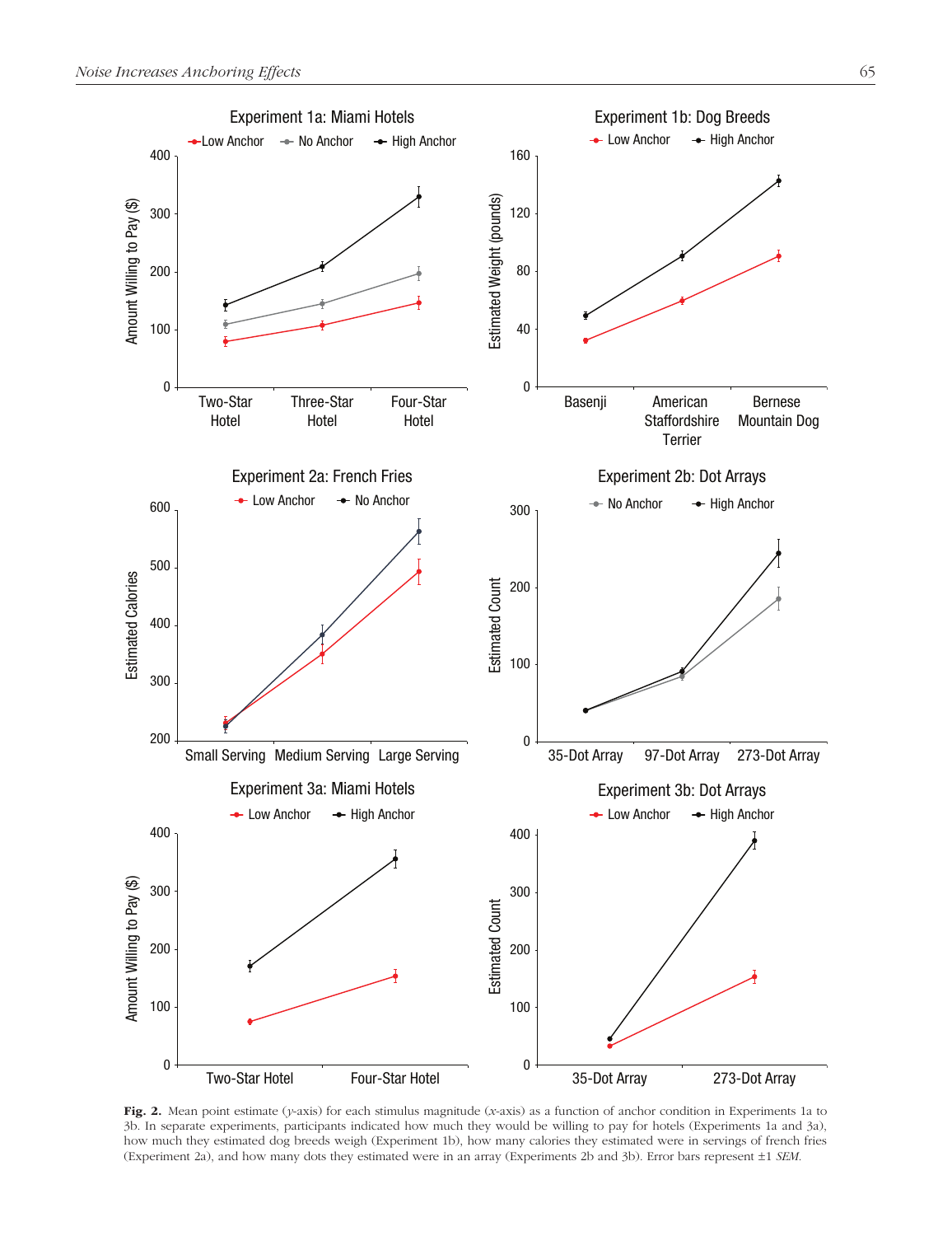**Fig. 2.** Mean point estimate (*y*-axis) for each stimulus magnitude (*x*-axis) as a function of anchor condition in Experiments 1a to 3b. In separate experiments, participants indicated how much they would be willing to pay for hotels (Experiments 1a and 3a), how much they estimated dog breeds weigh (Experiment 1b), how many calories they estimated were in servings of french fries (Experiment 2a), and how many dots they estimated were in an array (Experiments 2b and 3b). Error bars represent ±1 *SEM*.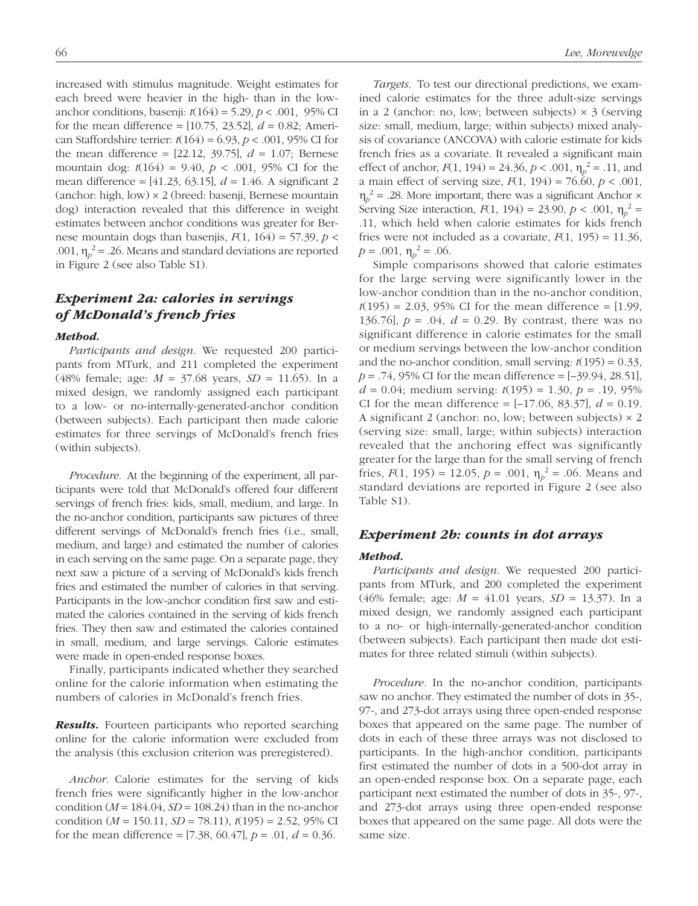increased with stimulus magnitude. Weight estimates for each breed were heavier in the high- than in the low-anchor conditions, basenji: $t(164) = 5.29$, $p < .001$, 95% CI for the mean difference = [10.75, 23.52], $d = 0.82$; American Staffordshire terrier: $t(164) = 6.93$, $p < .001$, 95% CI for the mean difference = [22.12, 39.75], $d = 1.07$; Bernese mountain dog: $t(164) = 9.40$, $p < .001$, 95% CI for the mean difference = [41.23, 63.15], $d = 1.46$. A significant 2 (anchor: high, low) × 2 (breed: basenji, Bernese mountain dog) interaction revealed that this difference in weight estimates between anchor conditions was greater for Bernese mountain dogs than basenjis, $F(1, 164) = 57.39$, $p < .001$, $\eta_p^2 = .26$. Means and standard deviations are reported in Figure 2 (see also Table S1).

## *Experiment 2a: calories in servings of McDonald's french fries*

### *Method.*

*Participants and design.* We requested 200 participants from MTurk, and 211 completed the experiment (48% female; age: $M = 37.68$ years, $SD = 11.65$). In a mixed design, we randomly assigned each participant to a low- or no-internally-generated-anchor condition (between subjects). Each participant then made calorie estimates for three servings of McDonald's french fries (within subjects).

*Procedure.* At the beginning of the experiment, all participants were told that McDonald's offered four different servings of french fries: kids, small, medium, and large. In the no-anchor condition, participants saw pictures of three different servings of McDonald's french fries (i.e., small, medium, and large) and estimated the number of calories in each serving on the same page. On a separate page, they next saw a picture of a serving of McDonald's kids french fries and estimated the number of calories in that serving. Participants in the low-anchor condition first saw and estimated the calories contained in the serving of kids french fries. They then saw and estimated the calories contained in small, medium, and large servings. Calorie estimates were made in open-ended response boxes.

Finally, participants indicated whether they searched online for the calorie information when estimating the numbers of calories in McDonald's french fries.

***Results.*** Fourteen participants who reported searching online for the calorie information were excluded from the analysis (this exclusion criterion was preregistered).

*Anchor.* Calorie estimates for the serving of kids french fries were significantly higher in the low-anchor condition ($M = 184.04$, $SD = 108.24$) than in the no-anchor condition ($M = 150.11$, $SD = 78.11$), $t(195) = 2.52$, 95% CI for the mean difference = [7.38, 60.47], $p = .01$, $d = 0.36$.

*Targets.* To test our directional predictions, we examined calorie estimates for the three adult-size servings in a 2 (anchor: no, low; between subjects) × 3 (serving size: small, medium, large; within subjects) mixed analysis of covariance (ANCOVA) with calorie estimate for kids french fries as a covariate. It revealed a significant main effect of anchor, $F(1, 194) = 24.36$, $p < .001$, $\eta_p^2 = .11$, and a main effect of serving size, $F(1, 194) = 76.60$, $p < .001$, $\eta_p^2 = .28$. More important, there was a significant Anchor × Serving Size interaction, $F(1, 194) = 23.90$, $p < .001$, $\eta_p^2 = .11$, which held when calorie estimates for kids french fries were not included as a covariate, $F(1, 195) = 11.36$, $p = .001$, $\eta_p^2 = .06$.

Simple comparisons showed that calorie estimates for the large serving were significantly lower in the low-anchor condition than in the no-anchor condition, $t(195) = 2.03$, 95% CI for the mean difference = [1.99, 136.76], $p = .04$, $d = 0.29$. By contrast, there was no significant difference in calorie estimates for the small or medium servings between the low-anchor condition and the no-anchor condition, small serving: $t(195) = 0.33$, $p = .74$, 95% CI for the mean difference = [−39.94, 28.51], $d = 0.04$; medium serving: $t(195) = 1.30$, $p = .19$, 95% CI for the mean difference = [−17.06, 83.37], $d = 0.19$. A significant 2 (anchor: no, low; between subjects) × 2 (serving size: small, large; within subjects) interaction revealed that the anchoring effect was significantly greater for the large than for the small serving of french fries, $F(1, 195) = 12.05$, $p = .001$, $\eta_p^2 = .06$. Means and standard deviations are reported in Figure 2 (see also Table S1).

## *Experiment 2b: counts in dot arrays*

### *Method.*

*Participants and design.* We requested 200 participants from MTurk, and 200 completed the experiment (46% female; age: $M = 41.01$ years, $SD = 13.37$). In a mixed design, we randomly assigned each participant to a no- or high-internally-generated-anchor condition (between subjects). Each participant then made dot estimates for three related stimuli (within subjects).

*Procedure.* In the no-anchor condition, participants saw no anchor. They estimated the number of dots in 35-, 97-, and 273-dot arrays using three open-ended response boxes that appeared on the same page. The number of dots in each of these three arrays was not disclosed to participants. In the high-anchor condition, participants first estimated the number of dots in a 500-dot array in an open-ended response box. On a separate page, each participant next estimated the number of dots in 35-, 97-, and 273-dot arrays using three open-ended response boxes that appeared on the same page. All dots were the same size.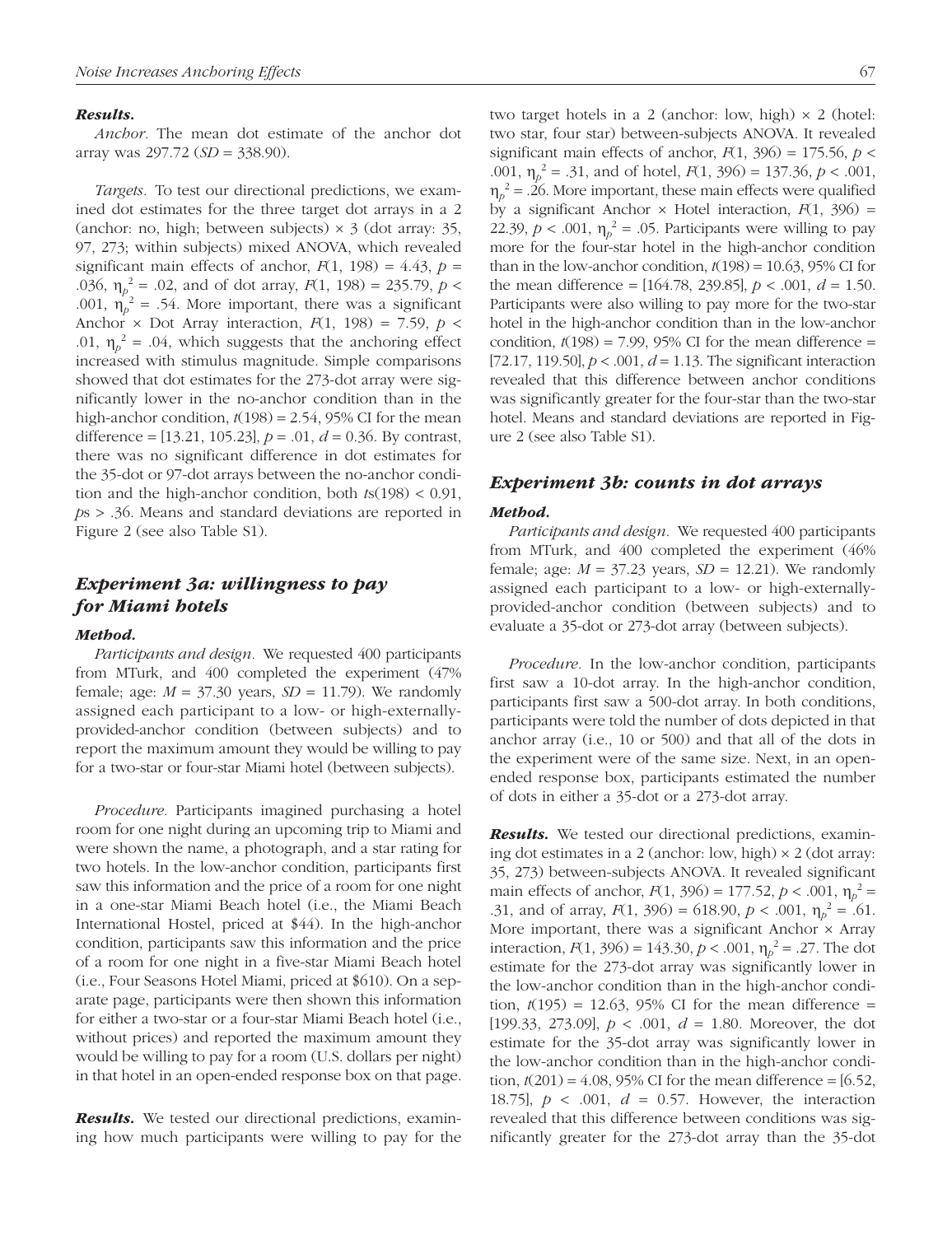#### Results.

*Anchor.* The mean dot estimate of the anchor dot array was 297.72 ($SD$ = 338.90).

*Targets.* To test our directional predictions, we examined dot estimates for the three target dot arrays in a 2 (anchor: no, high; between subjects) × 3 (dot array: 35, 97, 273; within subjects) mixed ANOVA, which revealed significant main effects of anchor, $F(1, 198) = 4.43$, $p = .036$, $\eta_p^2 = .02$, and of dot array, $F(1, 198) = 235.79$, $p < .001$, $\eta_p^2 = .54$. More important, there was a significant Anchor × Dot Array interaction, $F(1, 198) = 7.59$, $p < .01$, $\eta_p^2 = .04$, which suggests that the anchoring effect increased with stimulus magnitude. Simple comparisons showed that dot estimates for the 273-dot array were significantly lower in the no-anchor condition than in the high-anchor condition, $t(198) = 2.54$, 95% CI for the mean difference = [13.21, 105.23], $p = .01$, $d = 0.36$. By contrast, there was no significant difference in dot estimates for the 35-dot or 97-dot arrays between the no-anchor condition and the high-anchor condition, both $ts(198) < 0.91$, $ps > .36$. Means and standard deviations are reported in Figure 2 (see also Table S1).

### *Experiment 3a: willingness to pay for Miami hotels*

#### Method.

*Participants and design.* We requested 400 participants from MTurk, and 400 completed the experiment (47% female; age: $M = 37.30$ years, $SD = 11.79$). We randomly assigned each participant to a low- or high-externally-provided-anchor condition (between subjects) and to report the maximum amount they would be willing to pay for a two-star or four-star Miami hotel (between subjects).

*Procedure.* Participants imagined purchasing a hotel room for one night during an upcoming trip to Miami and were shown the name, a photograph, and a star rating for two hotels. In the low-anchor condition, participants first saw this information and the price of a room for one night in a one-star Miami Beach hotel (i.e., the Miami Beach International Hostel, priced at $44). In the high-anchor condition, participants saw this information and the price of a room for one night in a five-star Miami Beach hotel (i.e., Four Seasons Hotel Miami, priced at $610). On a separate page, participants were then shown this information for either a two-star or a four-star Miami Beach hotel (i.e., without prices) and reported the maximum amount they would be willing to pay for a room (U.S. dollars per night) in that hotel in an open-ended response box on that page.

**Results.** We tested our directional predictions, examining how much participants were willing to pay for the two target hotels in a 2 (anchor: low, high) × 2 (hotel: two star, four star) between-subjects ANOVA. It revealed significant main effects of anchor, $F(1, 396) = 175.56$, $p < .001$, $\eta_p^2 = .31$, and of hotel, $F(1, 396) = 137.36$, $p < .001$, $\eta_p^2 = .26$. More important, these main effects were qualified by a significant Anchor × Hotel interaction, $F(1, 396) = 22.39$, $p < .001$, $\eta_p^2 = .05$. Participants were willing to pay more for the four-star hotel in the high-anchor condition than in the low-anchor condition, $t(198) = 10.63$, 95% CI for the mean difference = [164.78, 239.85], $p < .001$, $d = 1.50$. Participants were also willing to pay more for the two-star hotel in the high-anchor condition than in the low-anchor condition, $t(198) = 7.99$, 95% CI for the mean difference = [72.17, 119.50], $p < .001$, $d = 1.13$. The significant interaction revealed that this difference between anchor conditions was significantly greater for the four-star than the two-star hotel. Means and standard deviations are reported in Figure 2 (see also Table S1).

### *Experiment 3b: counts in dot arrays*

#### Method.

*Participants and design.* We requested 400 participants from MTurk, and 400 completed the experiment (46% female; age: $M = 37.23$ years, $SD = 12.21$). We randomly assigned each participant to a low- or high-externally-provided-anchor condition (between subjects) and to evaluate a 35-dot or 273-dot array (between subjects).

*Procedure.* In the low-anchor condition, participants first saw a 10-dot array. In the high-anchor condition, participants first saw a 500-dot array. In both conditions, participants were told the number of dots depicted in that anchor array (i.e., 10 or 500) and that all of the dots in the experiment were of the same size. Next, in an open-ended response box, participants estimated the number of dots in either a 35-dot or a 273-dot array.

**Results.** We tested our directional predictions, examining dot estimates in a 2 (anchor: low, high) × 2 (dot array: 35, 273) between-subjects ANOVA. It revealed significant main effects of anchor, $F(1, 396) = 177.52$, $p < .001$, $\eta_p^2 = .31$, and of array, $F(1, 396) = 618.90$, $p < .001$, $\eta_p^2 = .61$. More important, there was a significant Anchor × Array interaction, $F(1, 396) = 143.30$, $p < .001$, $\eta_p^2 = .27$. The dot estimate for the 273-dot array was significantly lower in the low-anchor condition than in the high-anchor condition, $t(195) = 12.63$, 95% CI for the mean difference = [199.33, 273.09], $p < .001$, $d = 1.80$. Moreover, the dot estimate for the 35-dot array was significantly lower in the low-anchor condition than in the high-anchor condition, $t(201) = 4.08$, 95% CI for the mean difference = [6.52, 18.75], $p < .001$, $d = 0.57$. However, the interaction revealed that this difference between conditions was significantly greater for the 273-dot array than the 35-dot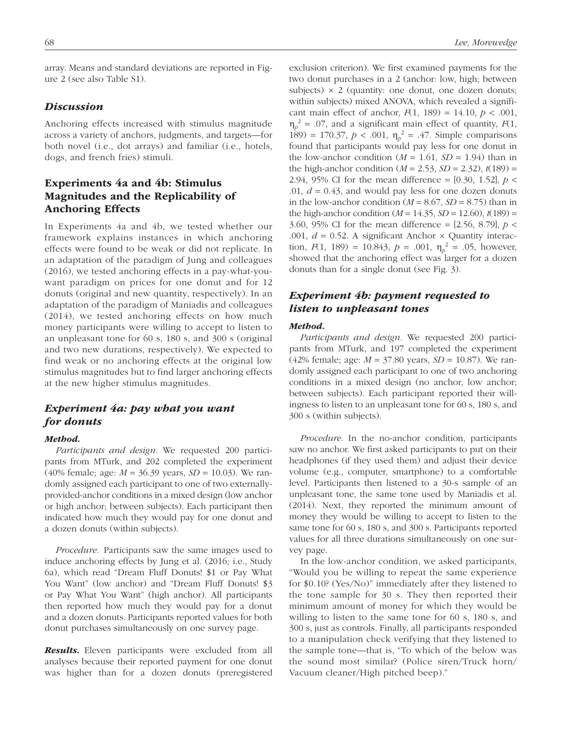array. Means and standard deviations are reported in Figure 2 (see also Table S1).

### Discussion

Anchoring effects increased with stimulus magnitude across a variety of anchors, judgments, and targets—for both novel (i.e., dot arrays) and familiar (i.e., hotels, dogs, and french fries) stimuli.

## Experiments 4a and 4b: Stimulus Magnitudes and the Replicability of Anchoring Effects

In Experiments 4a and 4b, we tested whether our framework explains instances in which anchoring effects were found to be weak or did not replicate. In an adaptation of the paradigm of Jung and colleagues (2016), we tested anchoring effects in a pay-what-you-want paradigm on prices for one donut and for 12 donuts (original and new quantity, respectively). In an adaptation of the paradigm of Maniadis and colleagues (2014), we tested anchoring effects on how much money participants were willing to accept to listen to an unpleasant tone for 60 s, 180 s, and 300 s (original and two new durations, respectively). We expected to find weak or no anchoring effects at the original low stimulus magnitudes but to find larger anchoring effects at the new higher stimulus magnitudes.

### Experiment 4a: pay what you want for donuts

#### Method.

*Participants and design.* We requested 200 participants from MTurk, and 202 completed the experiment (40% female; age: $M$ = 36.39 years, $SD$ = 10.03). We randomly assigned each participant to one of two externally-provided-anchor conditions in a mixed design (low anchor or high anchor; between subjects). Each participant then indicated how much they would pay for one donut and a dozen donuts (within subjects).

*Procedure.* Participants saw the same images used to induce anchoring effects by Jung et al. (2016; i.e., Study 6a), which read "Dream Fluff Donuts! $1 or Pay What You Want" (low anchor) and "Dream Fluff Donuts! $3 or Pay What You Want" (high anchor). All participants then reported how much they would pay for a donut and a dozen donuts. Participants reported values for both donut purchases simultaneously on one survey page.

***Results.*** Eleven participants were excluded from all analyses because their reported payment for one donut was higher than for a dozen donuts (preregistered exclusion criterion). We first examined payments for the two donut purchases in a 2 (anchor: low, high; between subjects) × 2 (quantity: one donut, one dozen donuts; within subjects) mixed ANOVA, which revealed a significant main effect of anchor, $F(1, 189) = 14.10$, $p < .001$, $\eta_p^2 = .07$, and a significant main effect of quantity, $F(1, 189) = 170.37$, $p < .001$, $\eta_p^2 = .47$. Simple comparisons found that participants would pay less for one donut in the low-anchor condition ($M$ = 1.61, $SD$ = 1.94) than in the high-anchor condition ($M$ = 2.53, $SD$ = 2.32), $t(189) = 2.94$, 95% CI for the mean difference = [0.30, 1.52], $p < .01$, $d = 0.43$, and would pay less for one dozen donuts in the low-anchor condition ($M$ = 8.67, $SD$ = 8.75) than in the high-anchor condition ($M$ = 14.35, $SD$ = 12.60), $t(189) = 3.60$, 95% CI for the mean difference = [2.56, 8.79], $p < .001$, $d = 0.52$. A significant Anchor × Quantity interaction, $F(1, 189) = 10.843$, $p = .001$, $\eta_p^2 = .05$, however, showed that the anchoring effect was larger for a dozen donuts than for a single donut (see Fig. 3).

### Experiment 4b: payment requested to listen to unpleasant tones

#### Method.

*Participants and design.* We requested 200 participants from MTurk, and 197 completed the experiment (42% female; age: $M$ = 37.80 years, $SD$ = 10.87). We randomly assigned each participant to one of two anchoring conditions in a mixed design (no anchor, low anchor; between subjects). Each participant reported their willingness to listen to an unpleasant tone for 60 s, 180 s, and 300 s (within subjects).

*Procedure.* In the no-anchor condition, participants saw no anchor. We first asked participants to put on their headphones (if they used them) and adjust their device volume (e.g., computer, smartphone) to a comfortable level. Participants then listened to a 30-s sample of an unpleasant tone, the same tone used by Maniadis et al. (2014). Next, they reported the minimum amount of money they would be willing to accept to listen to the same tone for 60 s, 180 s, and 300 s. Participants reported values for all three durations simultaneously on one survey page.

In the low-anchor condition, we asked participants, "Would you be willing to repeat the same experience for $0.10? (Yes/No)" immediately after they listened to the tone sample for 30 s. They then reported their minimum amount of money for which they would be willing to listen to the same tone for 60 s, 180 s, and 300 s, just as controls. Finally, all participants responded to a manipulation check verifying that they listened to the sample tone—that is, "To which of the below was the sound most similar? (Police siren/Truck horn/Vacuum cleaner/High pitched beep)."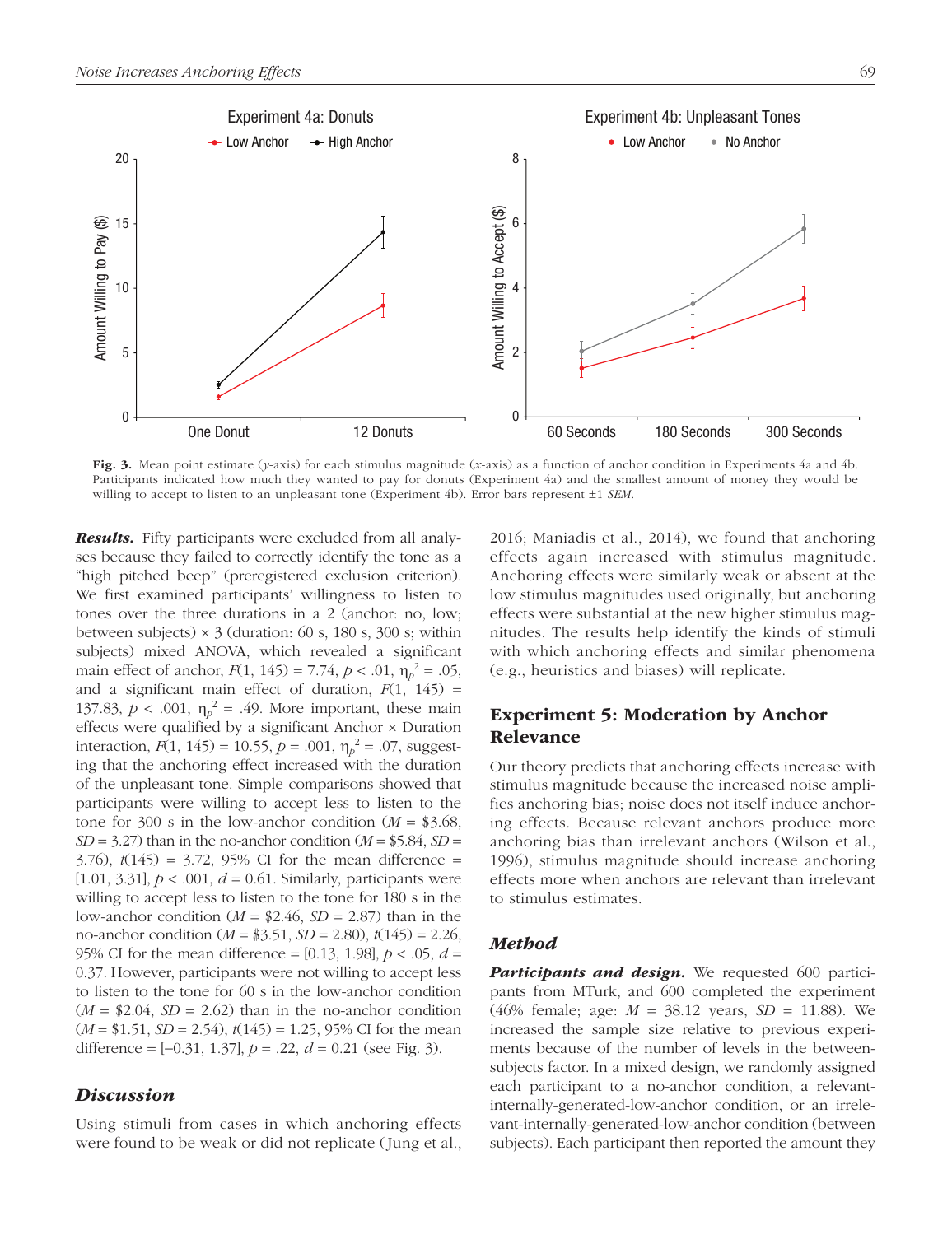Fig. 3. Mean point estimate ($y$-axis) for each stimulus magnitude ($x$-axis) as a function of anchor condition in Experiments 4a and 4b. Participants indicated how much they wanted to pay for donuts (Experiment 4a) and the smallest amount of money they would be willing to accept to listen to an unpleasant tone (Experiment 4b). Error bars represent ±1 *SEM*.

***Results.*** Fifty participants were excluded from all analyses because they failed to correctly identify the tone as a "high pitched beep" (preregistered exclusion criterion). We first examined participants' willingness to listen to tones over the three durations in a 2 (anchor: no, low; between subjects) × 3 (duration: 60 s, 180 s, 300 s; within subjects) mixed ANOVA, which revealed a significant main effect of anchor, $F(1, 145) = 7.74$, $p < .01$, $\eta_p^2 = .05$, and a significant main effect of duration, $F(1, 145) = 137.83$, $p < .001$, $\eta_p^2 = .49$. More important, these main effects were qualified by a significant Anchor × Duration interaction, $F(1, 145) = 10.55$, $p = .001$, $\eta_p^2 = .07$, suggesting that the anchoring effect increased with the duration of the unpleasant tone. Simple comparisons showed that participants were willing to accept less to listen to the tone for 300 s in the low-anchor condition ($M$ = \$3.68, $SD$ = 3.27) than in the no-anchor condition ($M$ = \$5.84, $SD$ = 3.76), $t(145) = 3.72$, 95% CI for the mean difference = [1.01, 3.31], $p < .001$, $d = 0.61$. Similarly, participants were willing to accept less to listen to the tone for 180 s in the low-anchor condition ($M$ = \$2.46, $SD$ = 2.87) than in the no-anchor condition ($M$ = \$3.51, $SD$ = 2.80), $t(145) = 2.26$, 95% CI for the mean difference = [0.13, 1.98], $p < .05$, $d$ = 0.37. However, participants were not willing to accept less to listen to the tone for 60 s in the low-anchor condition ($M$ = \$2.04, $SD$ = 2.62) than in the no-anchor condition ($M$ = \$1.51, $SD$ = 2.54), $t(145) = 1.25$, 95% CI for the mean difference = [−0.31, 1.37], $p = .22$, $d = 0.21$ (see Fig. 3).

### *Discussion*

Using stimuli from cases in which anchoring effects were found to be weak or did not replicate (Jung et al., 2016; Maniadis et al., 2014), we found that anchoring effects again increased with stimulus magnitude. Anchoring effects were similarly weak or absent at the low stimulus magnitudes used originally, but anchoring effects were substantial at the new higher stimulus magnitudes. The results help identify the kinds of stimuli with which anchoring effects and similar phenomena (e.g., heuristics and biases) will replicate.

## Experiment 5: Moderation by Anchor Relevance

Our theory predicts that anchoring effects increase with stimulus magnitude because the increased noise amplifies anchoring bias; noise does not itself induce anchoring effects. Because relevant anchors produce more anchoring bias than irrelevant anchors (Wilson et al., 1996), stimulus magnitude should increase anchoring effects more when anchors are relevant than irrelevant to stimulus estimates.

### *Method*

***Participants and design.*** We requested 600 participants from MTurk, and 600 completed the experiment (46% female; age: $M$ = 38.12 years, $SD$ = 11.88). We increased the sample size relative to previous experiments because of the number of levels in the between-subjects factor. In a mixed design, we randomly assigned each participant to a no-anchor condition, a relevant-internally-generated-low-anchor condition, or an irrelevant-internally-generated-low-anchor condition (between subjects). Each participant then reported the amount they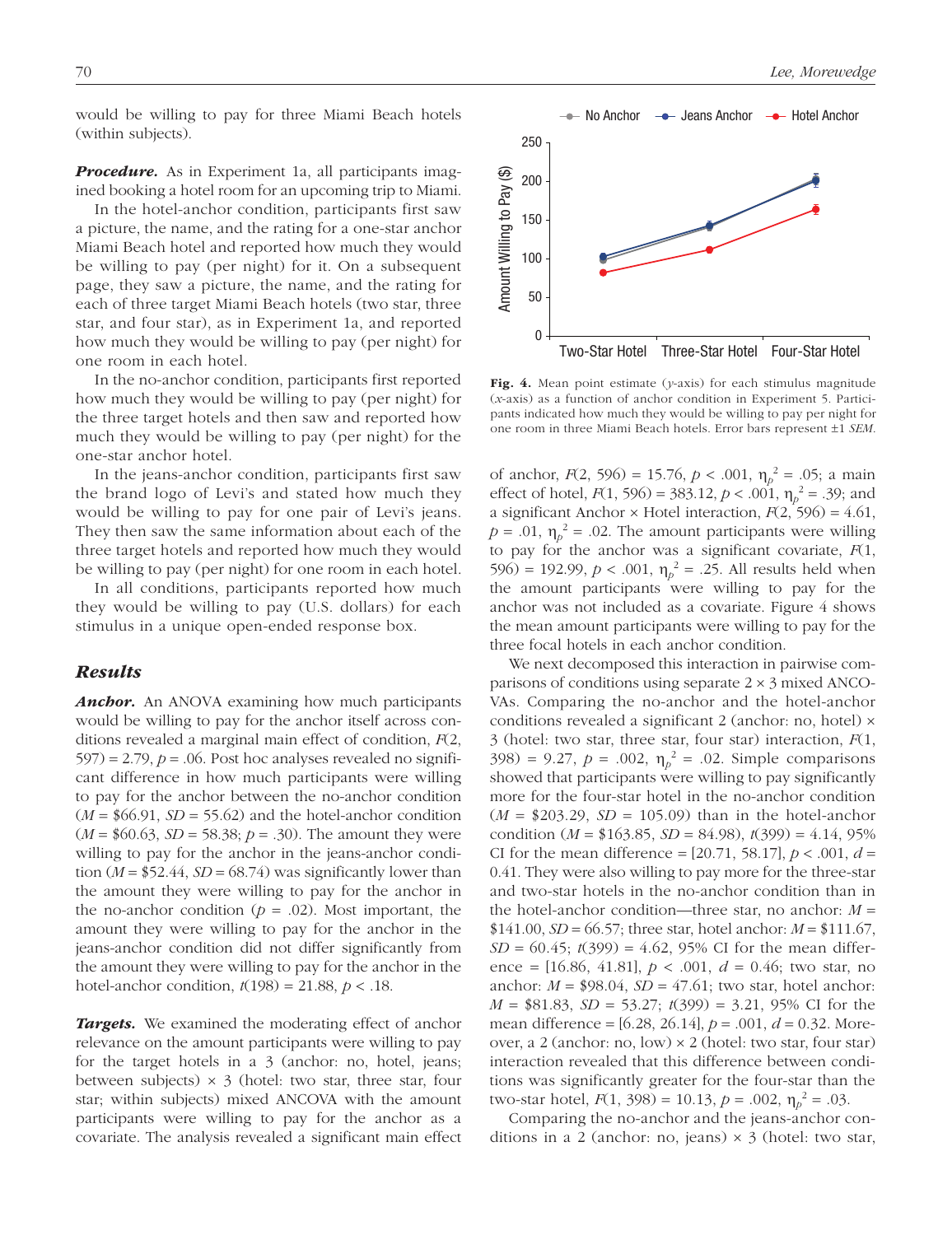would be willing to pay for three Miami Beach hotels (within subjects).

***Procedure.*** As in Experiment 1a, all participants imagined booking a hotel room for an upcoming trip to Miami.

In the hotel-anchor condition, participants first saw a picture, the name, and the rating for a one-star anchor Miami Beach hotel and reported how much they would be willing to pay (per night) for it. On a subsequent page, they saw a picture, the name, and the rating for each of three target Miami Beach hotels (two star, three star, and four star), as in Experiment 1a, and reported how much they would be willing to pay (per night) for one room in each hotel.

In the no-anchor condition, participants first reported how much they would be willing to pay (per night) for the three target hotels and then saw and reported how much they would be willing to pay (per night) for the one-star anchor hotel.

In the jeans-anchor condition, participants first saw the brand logo of Levi's and stated how much they would be willing to pay for one pair of Levi's jeans. They then saw the same information about each of the three target hotels and reported how much they would be willing to pay (per night) for one room in each hotel.

In all conditions, participants reported how much they would be willing to pay (U.S. dollars) for each stimulus in a unique open-ended response box.

## Results

***Anchor.*** An ANOVA examining how much participants would be willing to pay for the anchor itself across conditions revealed a marginal main effect of condition, $F(2, 597) = 2.79$, $p = .06$. Post hoc analyses revealed no significant difference in how much participants were willing to pay for the anchor between the no-anchor condition ($M$ = \$66.91, $SD$ = 55.62) and the hotel-anchor condition ($M$ = \$60.63, $SD$ = 58.38; $p = .30$). The amount they were willing to pay for the anchor in the jeans-anchor condition ($M$ = \$52.44, $SD$ = 68.74) was significantly lower than the amount they were willing to pay for the anchor in the no-anchor condition ($p = .02$). Most important, the amount they were willing to pay for the anchor in the jeans-anchor condition did not differ significantly from the amount they were willing to pay for the anchor in the hotel-anchor condition, $t(198) = 21.88$, $p < .18$.

***Targets.*** We examined the moderating effect of anchor relevance on the amount participants were willing to pay for the target hotels in a 3 (anchor: no, hotel, jeans; between subjects) × 3 (hotel: two star, three star, four star; within subjects) mixed ANCOVA with the amount participants were willing to pay for the anchor as a covariate. The analysis revealed a significant main effect of anchor, $F(2, 596) = 15.76$, $p < .001$, $\eta_p^2 = .05$; a main effect of hotel, $F(1, 596) = 383.12$, $p < .001$, $\eta_p^2 = .39$; and a significant Anchor × Hotel interaction, $F(2, 596) = 4.61$, $p = .01$, $\eta_p^2 = .02$. The amount participants were willing to pay for the anchor was a significant covariate, $F(1, 596) = 192.99$, $p < .001$, $\eta_p^2 = .25$. All results held when the amount participants were willing to pay for the anchor was not included as a covariate. Figure 4 shows the mean amount participants were willing to pay for the three focal hotels in each anchor condition.

**Fig. 4.** Mean point estimate ($y$-axis) for each stimulus magnitude ($x$-axis) as a function of anchor condition in Experiment 5. Participants indicated how much they would be willing to pay per night for one room in three Miami Beach hotels. Error bars represent ±1 $SEM$.

We next decomposed this interaction in pairwise comparisons of conditions using separate 2 × 3 mixed ANCOVAs. Comparing the no-anchor and the hotel-anchor conditions revealed a significant 2 (anchor: no, hotel) × 3 (hotel: two star, three star, four star) interaction, $F(1, 398) = 9.27$, $p = .002$, $\eta_p^2 = .02$. Simple comparisons showed that participants were willing to pay significantly more for the four-star hotel in the no-anchor condition ($M$ = \$203.29, $SD$ = 105.09) than in the hotel-anchor condition ($M$ = \$163.85, $SD$ = 84.98), $t(399) = 4.14$, 95% CI for the mean difference = [20.71, 58.17], $p < .001$, $d$ = 0.41. They were also willing to pay more for the three-star and two-star hotels in the no-anchor condition than in the hotel-anchor condition—three star, no anchor: $M$ = \$141.00, $SD$ = 66.57; three star, hotel anchor: $M$ = \$111.67, $SD$ = 60.45; $t(399) = 4.62$, 95% CI for the mean difference = [16.86, 41.81], $p < .001$, $d$ = 0.46; two star, no anchor: $M$ = \$98.04, $SD$ = 47.61; two star, hotel anchor: $M$ = \$81.83, $SD$ = 53.27; $t(399) = 3.21$, 95% CI for the mean difference = [6.28, 26.14], $p = .001$, $d$ = 0.32. Moreover, a 2 (anchor: no, low) × 2 (hotel: two star, four star) interaction revealed that this difference between conditions was significantly greater for the four-star than the two-star hotel, $F(1, 398) = 10.13$, $p = .002$, $\eta_p^2 = .03$.

Comparing the no-anchor and the jeans-anchor conditions in a 2 (anchor: no, jeans) × 3 (hotel: two star,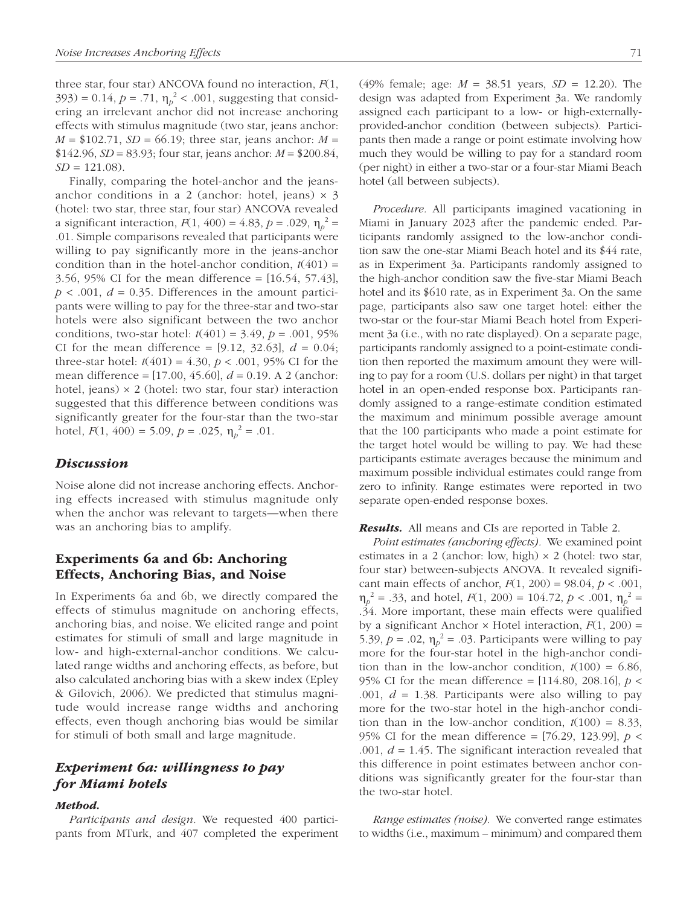three star, four star) ANCOVA found no interaction, $F(1, 393) = 0.14$, $p = .71$, $\eta_p^2 < .001$, suggesting that considering an irrelevant anchor did not increase anchoring effects with stimulus magnitude (two star, jeans anchor: $M$ = \$102.71, $SD$ = 66.19; three star, jeans anchor: $M$ = \$142.96, $SD$ = 83.93; four star, jeans anchor: $M$ = \$200.84, $SD$ = 121.08).

Finally, comparing the hotel-anchor and the jeans-anchor conditions in a 2 (anchor: hotel, jeans) × 3 (hotel: two star, three star, four star) ANCOVA revealed a significant interaction, $F(1, 400) = 4.83$, $p = .029$, $\eta_p^2 = .01$. Simple comparisons revealed that participants were willing to pay significantly more in the jeans-anchor condition than in the hotel-anchor condition, $t(401) = 3.56$, 95% CI for the mean difference = [16.54, 57.43], $p < .001$, $d = 0.35$. Differences in the amount participants were willing to pay for the three-star and two-star hotels were also significant between the two anchor conditions, two-star hotel: $t(401) = 3.49$, $p = .001$, 95% CI for the mean difference = [9.12, 32.63], $d = 0.04$; three-star hotel: $t(401) = 4.30$, $p < .001$, 95% CI for the mean difference = [17.00, 45.60], $d = 0.19$. A 2 (anchor: hotel, jeans) × 2 (hotel: two star, four star) interaction suggested that this difference between conditions was significantly greater for the four-star than the two-star hotel, $F(1, 400) = 5.09$, $p = .025$, $\eta_p^2 = .01$.

### *Discussion*

Noise alone did not increase anchoring effects. Anchoring effects increased with stimulus magnitude only when the anchor was relevant to targets—when there was an anchoring bias to amplify.

## Experiments 6a and 6b: Anchoring Effects, Anchoring Bias, and Noise

In Experiments 6a and 6b, we directly compared the effects of stimulus magnitude on anchoring effects, anchoring bias, and noise. We elicited range and point estimates for stimuli of small and large magnitude in low- and high-external-anchor conditions. We calculated range widths and anchoring effects, as before, but also calculated anchoring bias with a skew index (Epley & Gilovich, 2006). We predicted that stimulus magnitude would increase range widths and anchoring effects, even though anchoring bias would be similar for stimuli of both small and large magnitude.

### *Experiment 6a: willingness to pay for Miami hotels*

#### *Method.*

*Participants and design.* We requested 400 participants from MTurk, and 407 completed the experiment (49% female; age: $M$ = 38.51 years, $SD$ = 12.20). The design was adapted from Experiment 3a. We randomly assigned each participant to a low- or high-externally-provided-anchor condition (between subjects). Participants then made a range or point estimate involving how much they would be willing to pay for a standard room (per night) in either a two-star or a four-star Miami Beach hotel (all between subjects).

*Procedure.* All participants imagined vacationing in Miami in January 2023 after the pandemic ended. Participants randomly assigned to the low-anchor condition saw the one-star Miami Beach hotel and its \$44 rate, as in Experiment 3a. Participants randomly assigned to the high-anchor condition saw the five-star Miami Beach hotel and its \$610 rate, as in Experiment 3a. On the same page, participants also saw one target hotel: either the two-star or the four-star Miami Beach hotel from Experiment 3a (i.e., with no rate displayed). On a separate page, participants randomly assigned to a point-estimate condition then reported the maximum amount they were willing to pay for a room (U.S. dollars per night) in that target hotel in an open-ended response box. Participants randomly assigned to a range-estimate condition estimated the maximum and minimum possible average amount that the 100 participants who made a point estimate for the target hotel would be willing to pay. We had these participants estimate averages because the minimum and maximum possible individual estimates could range from zero to infinity. Range estimates were reported in two separate open-ended response boxes.

***Results.*** All means and CIs are reported in Table 2.

*Point estimates (anchoring effects).* We examined point estimates in a 2 (anchor: low, high) × 2 (hotel: two star, four star) between-subjects ANOVA. It revealed significant main effects of anchor, $F(1, 200) = 98.04$, $p < .001$, $\eta_p^2 = .33$, and hotel, $F(1, 200) = 104.72$, $p < .001$, $\eta_p^2 = .34$. More important, these main effects were qualified by a significant Anchor × Hotel interaction, $F(1, 200) = 5.39$, $p = .02$, $\eta_p^2 = .03$. Participants were willing to pay more for the four-star hotel in the high-anchor condition than in the low-anchor condition, $t(100) = 6.86$, 95% CI for the mean difference = [114.80, 208.16], $p < .001$, $d = 1.38$. Participants were also willing to pay more for the two-star hotel in the high-anchor condition than in the low-anchor condition, $t(100) = 8.33$, 95% CI for the mean difference = [76.29, 123.99], $p < .001$, $d = 1.45$. The significant interaction revealed that this difference in point estimates between anchor conditions was significantly greater for the four-star than the two-star hotel.

*Range estimates (noise).* We converted range estimates to widths (i.e., maximum – minimum) and compared them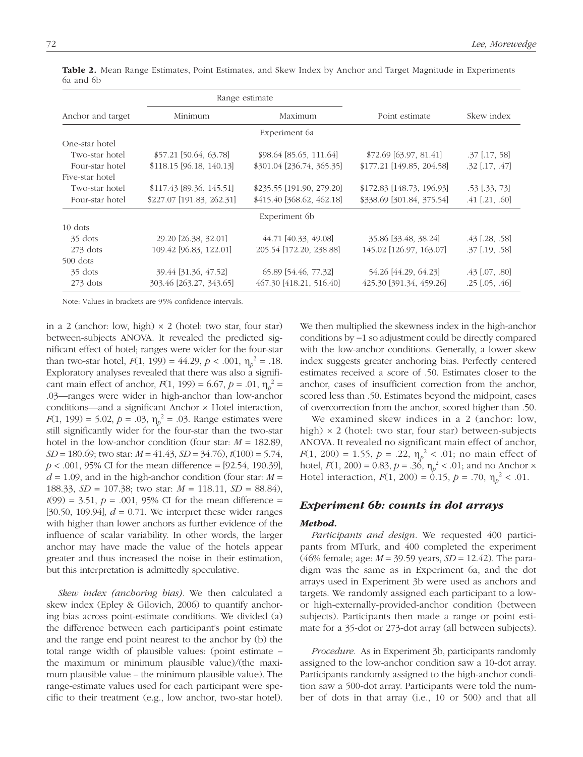**Table 2.** Mean Range Estimates, Point Estimates, and Skew Index by Anchor and Target Magnitude in Experiments 6a and 6b

| Anchor and target | Range estimate | | Point estimate | Skew index |
|---|---|---|---|---|
| | Minimum | Maximum | | |
| | | Experiment 6a | | |
| One-star hotel | | | | |
| Two-star hotel | $57.21 [50.64, 63.78] | $98.64 [85.65, 111.64] | $72.69 [63.97, 81.41] | .37 [.17, 58] |
| Four-star hotel | $118.15 [96.18, 140.13] | $301.04 [236.74, 365.35] | $177.21 [149.85, 204.58] | .32 [.17, .47] |
| Five-star hotel | | | | |
| Two-star hotel | $117.43 [89.36, 145.51] | $235.55 [191.90, 279.20] | $172.83 [148.73, 196.93] | .53 [.33, 73] |
| Four-star hotel | $227.07 [191.83, 262.31] | $415.40 [368.62, 462.18] | $338.69 [301.84, 375.54] | .41 [.21, .60] |
| | | Experiment 6b | | |
| 10 dots | | | | |
| 35 dots | 29.20 [26.38, 32.01] | 44.71 [40.33, 49.08] | 35.86 [33.48, 38.24] | .43 [.28, .58] |
| 273 dots | 109.42 [96.83, 122.01] | 205.54 [172.20, 238.88] | 145.02 [126.97, 163.07] | .37 [.19, .58] |
| 500 dots | | | | |
| 35 dots | 39.44 [31.36, 47.52] | 65.89 [54.46, 77.32] | 54.26 [44.29, 64.23] | .43 [.07, .80] |
| 273 dots | 303.46 [263.27, 343.65] | 467.30 [418.21, 516.40] | 425.30 [391.34, 459.26] | .25 [.05, .46] |

Note: Values in brackets are 95% confidence intervals.

in a 2 (anchor: low, high) × 2 (hotel: two star, four star) between-subjects ANOVA. It revealed the predicted significant effect of hotel; ranges were wider for the four-star than two-star hotel, $F(1, 199) = 44.29$, $p < .001$, $\eta_p^2 = .18$. Exploratory analyses revealed that there was also a significant main effect of anchor, $F(1, 199) = 6.67$, $p = .01$, $\eta_p^2 = .03$—ranges were wider in high-anchor than low-anchor conditions—and a significant Anchor × Hotel interaction, $F(1, 199) = 5.02$, $p = .03$, $\eta_p^2 = .03$. Range estimates were still significantly wider for the four-star than the two-star hotel in the low-anchor condition (four star: $M = 182.89$, $SD = 180.69$; two star: $M = 41.43$, $SD = 34.76$), $t(100) = 5.74$, $p < .001$, 95% CI for the mean difference = [92.54, 190.39], $d = 1.09$, and in the high-anchor condition (four star: $M = 188.33$, $SD = 107.38$; two star: $M = 118.11$, $SD = 88.84$), $t(99) = 3.51$, $p = .001$, 95% CI for the mean difference = [30.50, 109.94], $d = 0.71$. We interpret these wider ranges with higher than lower anchors as further evidence of the influence of scalar variability. In other words, the larger anchor may have made the value of the hotels appear greater and thus increased the noise in their estimation, but this interpretation is admittedly speculative.

*Skew index (anchoring bias).* We then calculated a skew index (Epley & Gilovich, 2006) to quantify anchoring bias across point-estimate conditions. We divided (a) the difference between each participant's point estimate and the range end point nearest to the anchor by (b) the total range width of plausible values: (point estimate – the maximum or minimum plausible value)/(the maximum plausible value – the minimum plausible value). The range-estimate values used for each participant were specific to their treatment (e.g., low anchor, two-star hotel). We then multiplied the skewness index in the high-anchor conditions by −1 so adjustment could be directly compared with the low-anchor conditions. Generally, a lower skew index suggests greater anchoring bias. Perfectly centered estimates received a score of .50. Estimates closer to the anchor, cases of insufficient correction from the anchor, scored less than .50. Estimates beyond the midpoint, cases of overcorrection from the anchor, scored higher than .50.

We examined skew indices in a 2 (anchor: low, high) × 2 (hotel: two star, four star) between-subjects ANOVA. It revealed no significant main effect of anchor, $F(1, 200) = 1.55$, $p = .22$, $\eta_p^2 < .01$; no main effect of hotel, $F(1, 200) = 0.83$, $p = .36$, $\eta_p^2 < .01$; and no Anchor × Hotel interaction, $F(1, 200) = 0.15$, $p = .70$, $\eta_p^2 < .01$.

## *Experiment 6b: counts in dot arrays*

### *Method.*

*Participants and design*. We requested 400 participants from MTurk, and 400 completed the experiment (46% female; age: $M = 39.59$ years, $SD = 12.42$). The paradigm was the same as in Experiment 6a, and the dot arrays used in Experiment 3b were used as anchors and targets. We randomly assigned each participant to a low- or high-externally-provided-anchor condition (between subjects). Participants then made a range or point estimate for a 35-dot or 273-dot array (all between subjects).

*Procedure.* As in Experiment 3b, participants randomly assigned to the low-anchor condition saw a 10-dot array. Participants randomly assigned to the high-anchor condition saw a 500-dot array. Participants were told the number of dots in that array (i.e., 10 or 500) and that all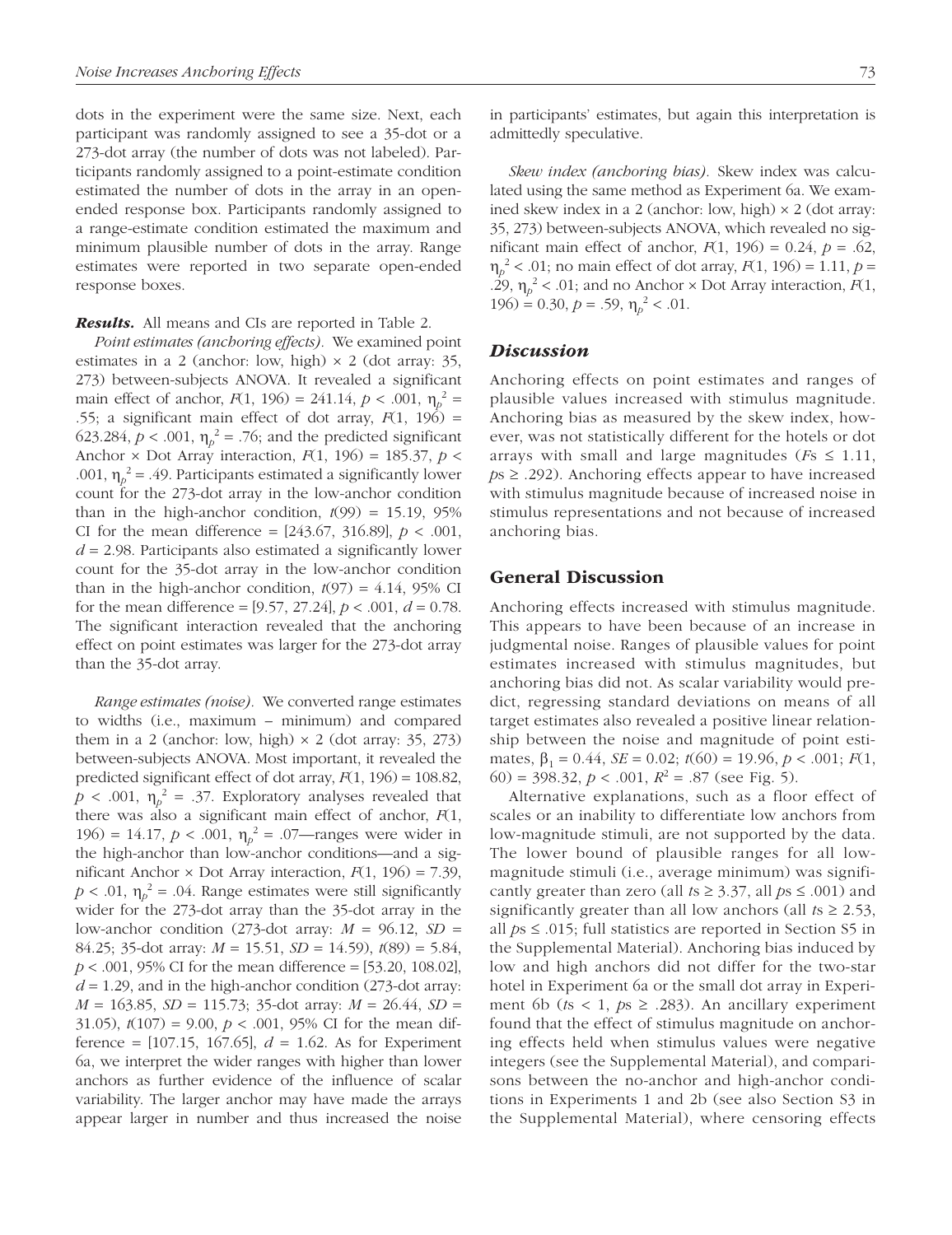dots in the experiment were the same size. Next, each participant was randomly assigned to see a 35-dot or a 273-dot array (the number of dots was not labeled). Participants randomly assigned to a point-estimate condition estimated the number of dots in the array in an open-ended response box. Participants randomly assigned to a range-estimate condition estimated the maximum and minimum plausible number of dots in the array. Range estimates were reported in two separate open-ended response boxes.

***Results.*** All means and CIs are reported in Table 2.

*Point estimates (anchoring effects).* We examined point estimates in a 2 (anchor: low, high) × 2 (dot array: 35, 273) between-subjects ANOVA. It revealed a significant main effect of anchor, $F(1, 196) = 241.14$, $p < .001$, $\eta_p^2 = .55$; a significant main effect of dot array, $F(1, 196) = 623.284$, $p < .001$, $\eta_p^2 = .76$; and the predicted significant Anchor × Dot Array interaction, $F(1, 196) = 185.37$, $p < .001$, $\eta_p^2 = .49$. Participants estimated a significantly lower count for the 273-dot array in the low-anchor condition than in the high-anchor condition, $t(99) = 15.19$, 95% CI for the mean difference = [243.67, 316.89], $p < .001$, $d = 2.98$. Participants also estimated a significantly lower count for the 35-dot array in the low-anchor condition than in the high-anchor condition, $t(97) = 4.14$, 95% CI for the mean difference = [9.57, 27.24], $p < .001$, $d = 0.78$. The significant interaction revealed that the anchoring effect on point estimates was larger for the 273-dot array than the 35-dot array.

*Range estimates (noise).* We converted range estimates to widths (i.e., maximum – minimum) and compared them in a 2 (anchor: low, high) × 2 (dot array: 35, 273) between-subjects ANOVA. Most important, it revealed the predicted significant effect of dot array, $F(1, 196) = 108.82$, $p < .001$, $\eta_p^2 = .37$. Exploratory analyses revealed that there was also a significant main effect of anchor, $F(1, 196) = 14.17$, $p < .001$, $\eta_p^2 = .07$—ranges were wider in the high-anchor than low-anchor conditions—and a significant Anchor × Dot Array interaction, $F(1, 196) = 7.39$, $p < .01$, $\eta_p^2 = .04$. Range estimates were still significantly wider for the 273-dot array than the 35-dot array in the low-anchor condition (273-dot array: $M = 96.12$, $SD = 84.25$; 35-dot array: $M = 15.51$, $SD = 14.59$), $t(89) = 5.84$, $p < .001$, 95% CI for the mean difference = [53.20, 108.02], $d = 1.29$, and in the high-anchor condition (273-dot array: $M = 163.85$, $SD = 115.73$; 35-dot array: $M = 26.44$, $SD = 31.05$), $t(107) = 9.00$, $p < .001$, 95% CI for the mean difference = [107.15, 167.65], $d = 1.62$. As for Experiment 6a, we interpret the wider ranges with higher than lower anchors as further evidence of the influence of scalar variability. The larger anchor may have made the arrays appear larger in number and thus increased the noise in participants' estimates, but again this interpretation is admittedly speculative.

*Skew index (anchoring bias).* Skew index was calculated using the same method as Experiment 6a. We examined skew index in a 2 (anchor: low, high) × 2 (dot array: 35, 273) between-subjects ANOVA, which revealed no significant main effect of anchor, $F(1, 196) = 0.24$, $p = .62$, $\eta_p^2 < .01$; no main effect of dot array, $F(1, 196) = 1.11$, $p = .29$, $\eta_p^2 < .01$; and no Anchor × Dot Array interaction, $F(1, 196) = 0.30$, $p = .59$, $\eta_p^2 < .01$.

### Discussion

Anchoring effects on point estimates and ranges of plausible values increased with stimulus magnitude. Anchoring bias as measured by the skew index, however, was not statistically different for the hotels or dot arrays with small and large magnitudes ($F\text{s} \leq 1.11$, $p\text{s} \geq .292$). Anchoring effects appear to have increased with stimulus magnitude because of increased noise in stimulus representations and not because of increased anchoring bias.

## General Discussion

Anchoring effects increased with stimulus magnitude. This appears to have been because of an increase in judgmental noise. Ranges of plausible values for point estimates increased with stimulus magnitudes, but anchoring bias did not. As scalar variability would predict, regressing standard deviations on means of all target estimates also revealed a positive linear relationship between the noise and magnitude of point estimates, $\beta_1 = 0.44$, $SE = 0.02$; $t(60) = 19.96$, $p < .001$; $F(1, 60) = 398.32$, $p < .001$, $R^2 = .87$ (see Fig. 5).

Alternative explanations, such as a floor effect of scales or an inability to differentiate low anchors from low-magnitude stimuli, are not supported by the data. The lower bound of plausible ranges for all low-magnitude stimuli (i.e., average minimum) was significantly greater than zero (all $t\text{s} \geq 3.37$, all $p\text{s} \leq .001$) and significantly greater than all low anchors (all $t\text{s} \geq 2.53$, all $p\text{s} \leq .015$; full statistics are reported in Section S5 in the Supplemental Material). Anchoring bias induced by low and high anchors did not differ for the two-star hotel in Experiment 6a or the small dot array in Experiment 6b ($t\text{s} < 1$, $p\text{s} \geq .283$). An ancillary experiment found that the effect of stimulus magnitude on anchoring effects held when stimulus values were negative integers (see the Supplemental Material), and comparisons between the no-anchor and high-anchor conditions in Experiments 1 and 2b (see also Section S3 in the Supplemental Material), where censoring effects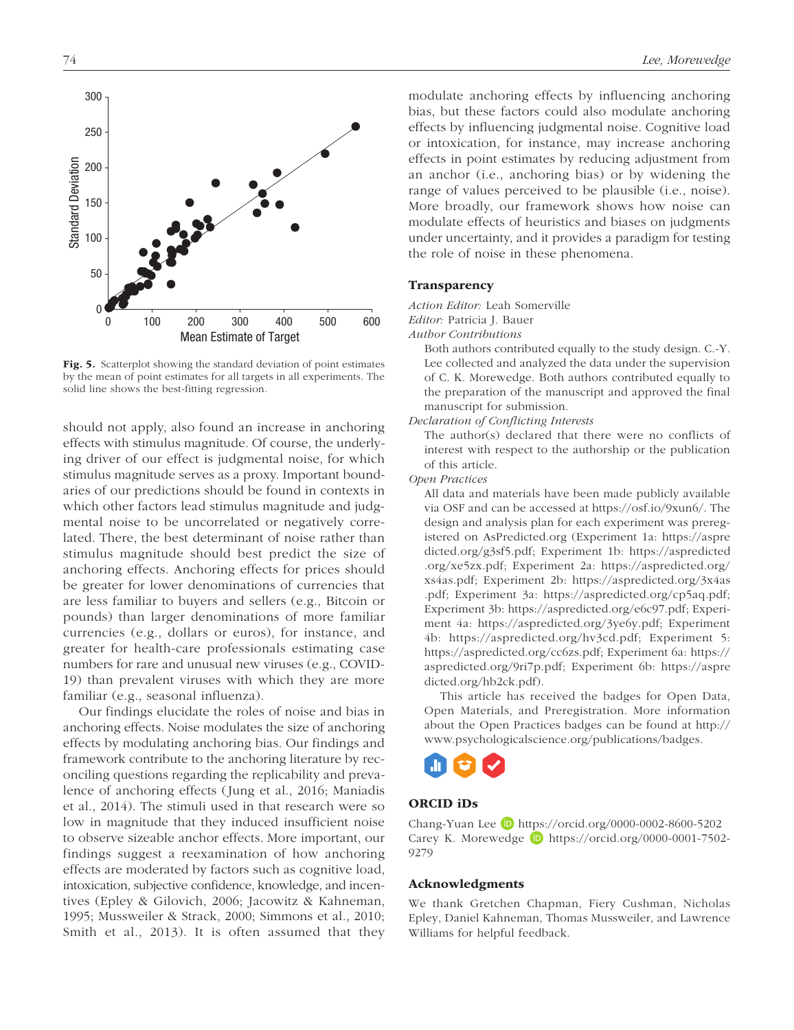Fig. 5. Scatterplot showing the standard deviation of point estimates by the mean of point estimates for all targets in all experiments. The solid line shows the best-fitting regression.

should not apply, also found an increase in anchoring effects with stimulus magnitude. Of course, the underlying driver of our effect is judgmental noise, for which stimulus magnitude serves as a proxy. Important boundaries of our predictions should be found in contexts in which other factors lead stimulus magnitude and judgmental noise to be uncorrelated or negatively correlated. There, the best determinant of noise rather than stimulus magnitude should best predict the size of anchoring effects. Anchoring effects for prices should be greater for lower denominations of currencies that are less familiar to buyers and sellers (e.g., Bitcoin or pounds) than larger denominations of more familiar currencies (e.g., dollars or euros), for instance, and greater for health-care professionals estimating case numbers for rare and unusual new viruses (e.g., COVID-19) than prevalent viruses with which they are more familiar (e.g., seasonal influenza).

Our findings elucidate the roles of noise and bias in anchoring effects. Noise modulates the size of anchoring effects by modulating anchoring bias. Our findings and framework contribute to the anchoring literature by reconciling questions regarding the replicability and prevalence of anchoring effects (Jung et al., 2016; Maniadis et al., 2014). The stimuli used in that research were so low in magnitude that they induced insufficient noise to observe sizeable anchor effects. More important, our findings suggest a reexamination of how anchoring effects are moderated by factors such as cognitive load, intoxication, subjective confidence, knowledge, and incentives (Epley & Gilovich, 2006; Jacowitz & Kahneman, 1995; Mussweiler & Strack, 2000; Simmons et al., 2010; Smith et al., 2013). It is often assumed that they modulate anchoring effects by influencing anchoring bias, but these factors could also modulate anchoring effects by influencing judgmental noise. Cognitive load or intoxication, for instance, may increase anchoring effects in point estimates by reducing adjustment from an anchor (i.e., anchoring bias) or by widening the range of values perceived to be plausible (i.e., noise). More broadly, our framework shows how noise can modulate effects of heuristics and biases on judgments under uncertainty, and it provides a paradigm for testing the role of noise in these phenomena.

## Transparency

*Action Editor:* Leah Somerville
*Editor:* Patricia J. Bauer
*Author Contributions*

Both authors contributed equally to the study design. C.-Y. Lee collected and analyzed the data under the supervision of C. K. Morewedge. Both authors contributed equally to the preparation of the manuscript and approved the final manuscript for submission.

*Declaration of Conflicting Interests*

The author(s) declared that there were no conflicts of interest with respect to the authorship or the publication of this article.

*Open Practices*

All data and materials have been made publicly available via OSF and can be accessed at https://osf.io/9xun6/. The design and analysis plan for each experiment was preregistered on AsPredicted.org (Experiment 1a: https://aspredicted.org/g3sf5.pdf; Experiment 1b: https://aspredicted.org/xe5zx.pdf; Experiment 2a: https://aspredicted.org/xs4as.pdf; Experiment 2b: https://aspredicted.org/3x4as.pdf; Experiment 3a: https://aspredicted.org/cp5aq.pdf; Experiment 3b: https://aspredicted.org/e6c97.pdf; Experiment 4a: https://aspredicted.org/3ye6y.pdf; Experiment 4b: https://aspredicted.org/hv3cd.pdf; Experiment 5: https://aspredicted.org/cc6zs.pdf; Experiment 6a: https://aspredicted.org/9ri7p.pdf; Experiment 6b: https://aspredicted.org/hb2ck.pdf).

This article has received the badges for Open Data, Open Materials, and Preregistration. More information about the Open Practices badges can be found at http://www.psychologicalscience.org/publications/badges.

## ORCID iDs

Chang-Yuan Lee https://orcid.org/0000-0002-8600-5202
Carey K. Morewedge https://orcid.org/0000-0001-7502-9279

## Acknowledgments

We thank Gretchen Chapman, Fiery Cushman, Nicholas Epley, Daniel Kahneman, Thomas Mussweiler, and Lawrence Williams for helpful feedback.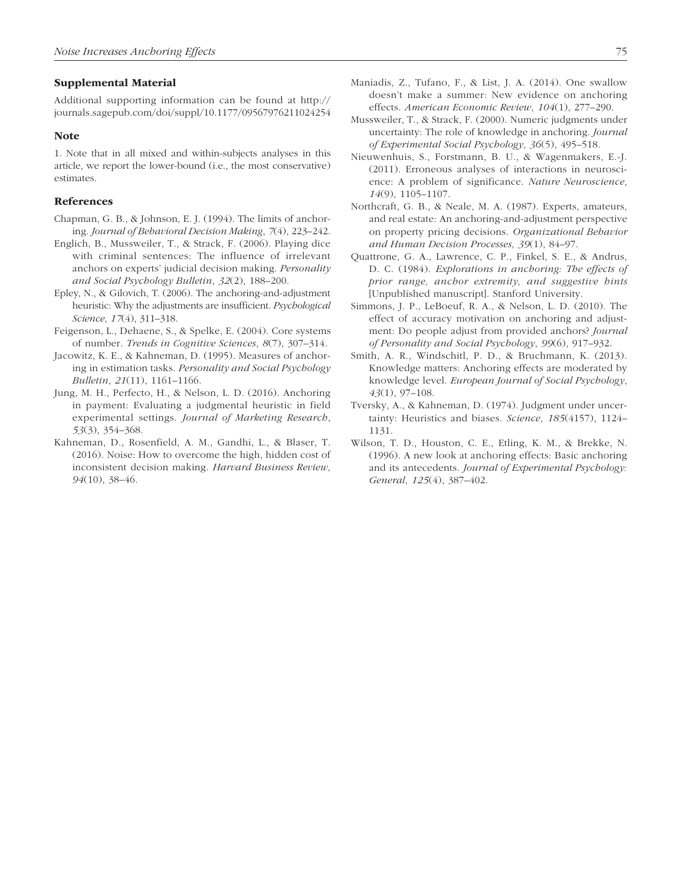### Supplemental Material

Additional supporting information can be found at http://journals.sagepub.com/doi/suppl/10.1177/09567976211024254

### Note

1. Note that in all mixed and within-subjects analyses in this article, we report the lower-bound (i.e., the most conservative) estimates.

### References

Chapman, G. B., & Johnson, E. J. (1994). The limits of anchoring. *Journal of Behavioral Decision Making*, *7*(4), 223–242.

Englich, B., Mussweiler, T., & Strack, F. (2006). Playing dice with criminal sentences: The influence of irrelevant anchors on experts' judicial decision making. *Personality and Social Psychology Bulletin*, *32*(2), 188–200.

Epley, N., & Gilovich, T. (2006). The anchoring-and-adjustment heuristic: Why the adjustments are insufficient. *Psychological Science*, *17*(4), 311–318.

Feigenson, L., Dehaene, S., & Spelke, E. (2004). Core systems of number. *Trends in Cognitive Sciences*, *8*(7), 307–314.

Jacowitz, K. E., & Kahneman, D. (1995). Measures of anchoring in estimation tasks. *Personality and Social Psychology Bulletin*, *21*(11), 1161–1166.

Jung, M. H., Perfecto, H., & Nelson, L. D. (2016). Anchoring in payment: Evaluating a judgmental heuristic in field experimental settings. *Journal of Marketing Research*, *53*(3), 354–368.

Kahneman, D., Rosenfield, A. M., Gandhi, L., & Blaser, T. (2016). Noise: How to overcome the high, hidden cost of inconsistent decision making. *Harvard Business Review*, *94*(10), 38–46.

Maniadis, Z., Tufano, F., & List, J. A. (2014). One swallow doesn't make a summer: New evidence on anchoring effects. *American Economic Review*, *104*(1), 277–290.

Mussweiler, T., & Strack, F. (2000). Numeric judgments under uncertainty: The role of knowledge in anchoring. *Journal of Experimental Social Psychology*, *36*(5), 495–518.

Nieuwenhuis, S., Forstmann, B. U., & Wagenmakers, E.-J. (2011). Erroneous analyses of interactions in neuroscience: A problem of significance. *Nature Neuroscience*, *14*(9), 1105–1107.

Northcraft, G. B., & Neale, M. A. (1987). Experts, amateurs, and real estate: An anchoring-and-adjustment perspective on property pricing decisions. *Organizational Behavior and Human Decision Processes*, *39*(1), 84–97.

Quattrone, G. A., Lawrence, C. P., Finkel, S. E., & Andrus, D. C. (1984). *Explorations in anchoring: The effects of prior range, anchor extremity, and suggestive hints* [Unpublished manuscript]. Stanford University.

Simmons, J. P., LeBoeuf, R. A., & Nelson, L. D. (2010). The effect of accuracy motivation on anchoring and adjustment: Do people adjust from provided anchors? *Journal of Personality and Social Psychology*, *99*(6), 917–932.

Smith, A. R., Windschitl, P. D., & Bruchmann, K. (2013). Knowledge matters: Anchoring effects are moderated by knowledge level. *European Journal of Social Psychology*, *43*(1), 97–108.

Tversky, A., & Kahneman, D. (1974). Judgment under uncertainty: Heuristics and biases. *Science*, *185*(4157), 1124–1131.

Wilson, T. D., Houston, C. E., Etling, K. M., & Brekke, N. (1996). A new look at anchoring effects: Basic anchoring and its antecedents. *Journal of Experimental Psychology: General*, *125*(4), 387–402.